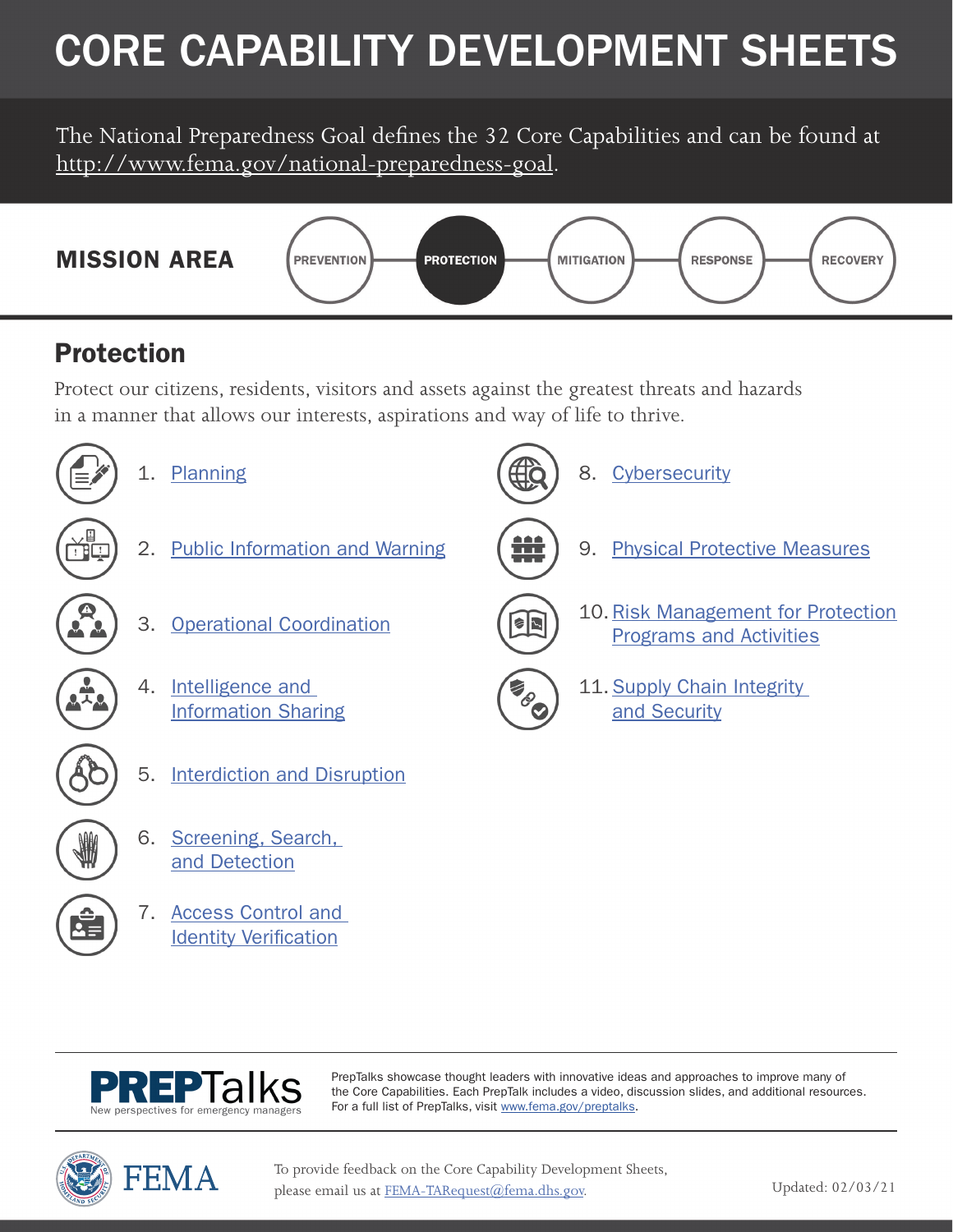# CORE CAPABILITY DEVELOPMENT SHEETS

The National Preparedness Goal defines the 32 Core Capabilities and can be found at http://www.fema.gov/national-preparedness-goal.

**MISSION AREA**

PREVENTION — **PROTECTION** — MITIGATION — RESPONSE — RECOVERY

## Protection

Protect our citizens, residents, visitors and assets against the greatest threats and hazards in a manner that allows our interests, aspirations and way of life to thrive.

1. Planning
2. Public Information and Warning
3. Operational Coordination
4. Intelligence and Information Sharing
5. Interdiction and Disruption
6. Screening, Search, and Detection
7. Access Control and Identity Verification
8. Cybersecurity
9. Physical Protective Measures
10. Risk Management for Protection Programs and Activities
11. Supply Chain Integrity and Security

**PREPTalks** New perspectives for emergency managers

PrepTalks showcase thought leaders with innovative ideas and approaches to improve many of the Core Capabilities. Each PrepTalk includes a video, discussion slides, and additional resources. For a full list of PrepTalks, visit www.fema.gov/preptalks.

FEMA

To provide feedback on the Core Capability Development Sheets, please email us at FEMA-TARequest@fema.dhs.gov.

Updated: 02/03/21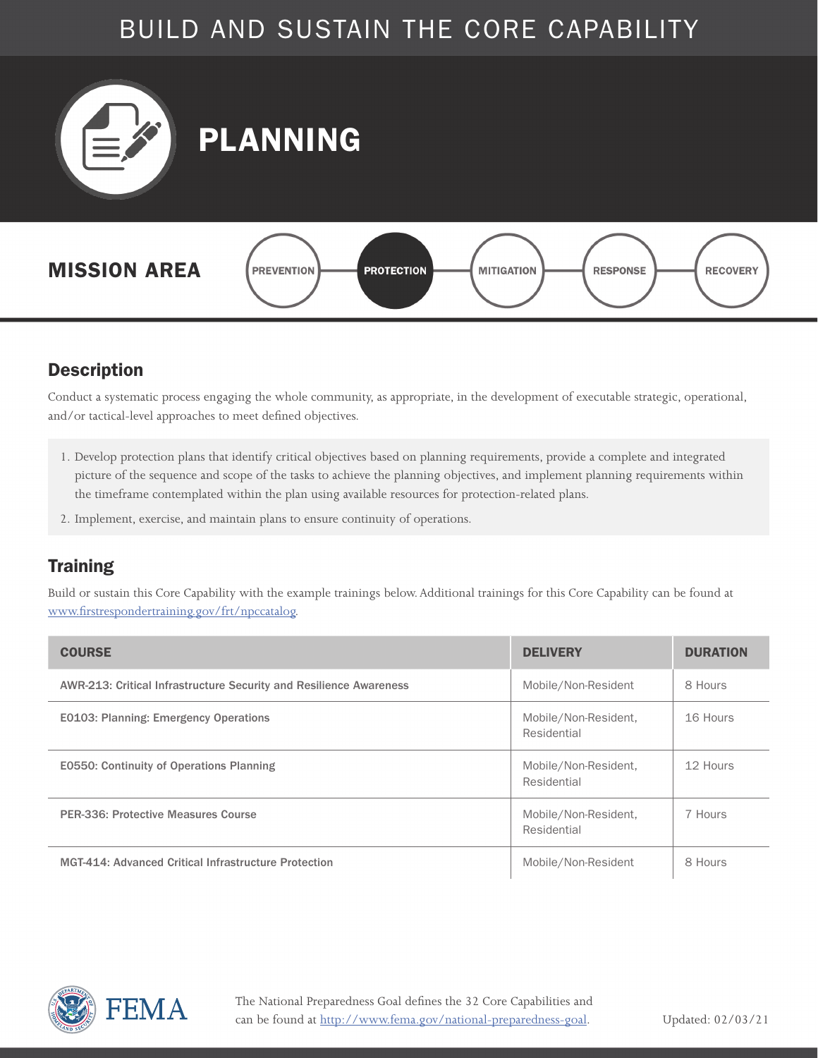# BUILD AND SUSTAIN THE CORE CAPABILITY

# PLANNING

**MISSION AREA**

PREVENTION — **PROTECTION** — MITIGATION — RESPONSE — RECOVERY

## Description

Conduct a systematic process engaging the whole community, as appropriate, in the development of executable strategic, operational, and/or tactical-level approaches to meet defined objectives.

1. Develop protection plans that identify critical objectives based on planning requirements, provide a complete and integrated picture of the sequence and scope of the tasks to achieve the planning objectives, and implement planning requirements within the timeframe contemplated within the plan using available resources for protection-related plans.
2. Implement, exercise, and maintain plans to ensure continuity of operations.

## Training

Build or sustain this Core Capability with the example trainings below. Additional trainings for this Core Capability can be found at www.firstrespondertraining.gov/frt/npccatalog.

| COURSE | DELIVERY | DURATION |
|---|---|---|
| AWR-213: Critical Infrastructure Security and Resilience Awareness | Mobile/Non-Resident | 8 Hours |
| E0103: Planning: Emergency Operations | Mobile/Non-Resident, Residential | 16 Hours |
| E0550: Continuity of Operations Planning | Mobile/Non-Resident, Residential | 12 Hours |
| PER-336: Protective Measures Course | Mobile/Non-Resident, Residential | 7 Hours |
| MGT-414: Advanced Critical Infrastructure Protection | Mobile/Non-Resident | 8 Hours |

The National Preparedness Goal defines the 32 Core Capabilities and can be found at http://www.fema.gov/national-preparedness-goal.

Updated: 02/03/21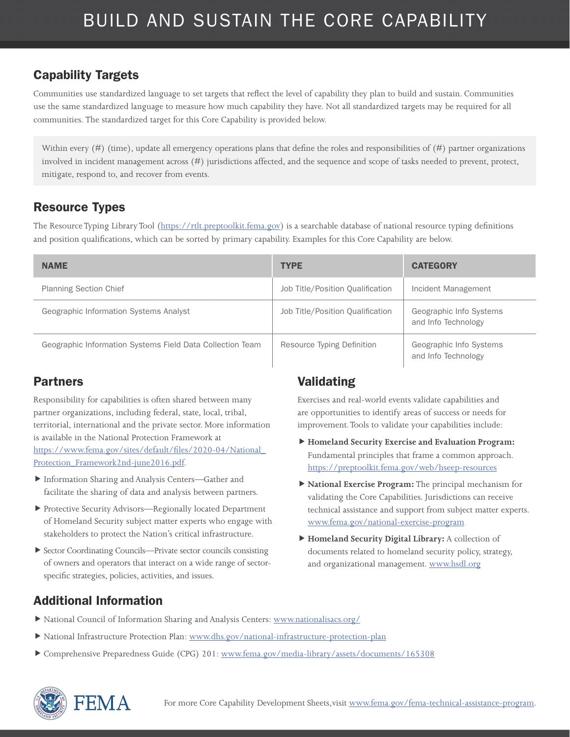# BUILD AND SUSTAIN THE CORE CAPABILITY

## Capability Targets

Communities use standardized language to set targets that reflect the level of capability they plan to build and sustain. Communities use the same standardized language to measure how much capability they have. Not all standardized targets may be required for all communities. The standardized target for this Core Capability is provided below.

> Within every (#) (time), update all emergency operations plans that define the roles and responsibilities of (#) partner organizations involved in incident management across (#) jurisdictions affected, and the sequence and scope of tasks needed to prevent, protect, mitigate, respond to, and recover from events.

## Resource Types

The Resource Typing Library Tool (https://rtlt.preptoolkit.fema.gov) is a searchable database of national resource typing definitions and position qualifications, which can be sorted by primary capability. Examples for this Core Capability are below.

| NAME | TYPE | CATEGORY |
|---|---|---|
| Planning Section Chief | Job Title/Position Qualification | Incident Management |
| Geographic Information Systems Analyst | Job Title/Position Qualification | Geographic Info Systems and Info Technology |
| Geographic Information Systems Field Data Collection Team | Resource Typing Definition | Geographic Info Systems and Info Technology |

## Partners

Responsibility for capabilities is often shared between many partner organizations, including federal, state, local, tribal, territorial, international and the private sector. More information is available in the National Protection Framework at https://www.fema.gov/sites/default/files/2020-04/National_Protection_Framework2nd-june2016.pdf.

- Information Sharing and Analysis Centers—Gather and facilitate the sharing of data and analysis between partners.
- Protective Security Advisors—Regionally located Department of Homeland Security subject matter experts who engage with stakeholders to protect the Nation's critical infrastructure.
- Sector Coordinating Councils—Private sector councils consisting of owners and operators that interact on a wide range of sector-specific strategies, policies, activities, and issues.

## Validating

Exercises and real-world events validate capabilities and are opportunities to identify areas of success or needs for improvement. Tools to validate your capabilities include:

- **Homeland Security Exercise and Evaluation Program:** Fundamental principles that frame a common approach. https://preptoolkit.fema.gov/web/hseep-resources
- **National Exercise Program:** The principal mechanism for validating the Core Capabilities. Jurisdictions can receive technical assistance and support from subject matter experts. www.fema.gov/national-exercise-program
- **Homeland Security Digital Library:** A collection of documents related to homeland security policy, strategy, and organizational management. www.hsdl.org

## Additional Information

- National Council of Information Sharing and Analysis Centers: www.nationalisacs.org/
- National Infrastructure Protection Plan: www.dhs.gov/national-infrastructure-protection-plan
- Comprehensive Preparedness Guide (CPG) 201: www.fema.gov/media-library/assets/documents/165308

For more Core Capability Development Sheets, visit www.fema.gov/fema-technical-assistance-program.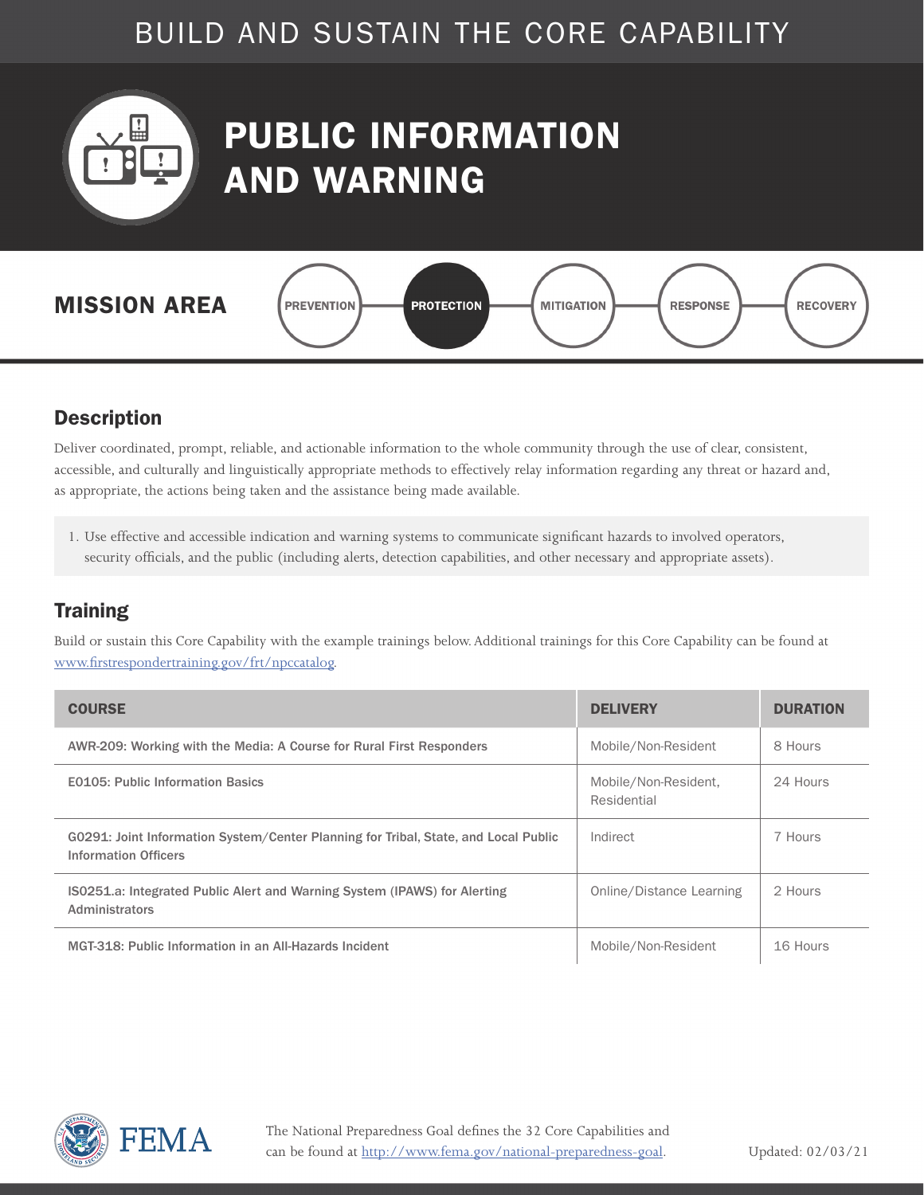BUILD AND SUSTAIN THE CORE CAPABILITY

# PUBLIC INFORMATION AND WARNING

**MISSION AREA**

PREVENTION — **PROTECTION** — MITIGATION — RESPONSE — RECOVERY

## Description

Deliver coordinated, prompt, reliable, and actionable information to the whole community through the use of clear, consistent, accessible, and culturally and linguistically appropriate methods to effectively relay information regarding any threat or hazard and, as appropriate, the actions being taken and the assistance being made available.

1. Use effective and accessible indication and warning systems to communicate significant hazards to involved operators, security officials, and the public (including alerts, detection capabilities, and other necessary and appropriate assets).

## Training

Build or sustain this Core Capability with the example trainings below. Additional trainings for this Core Capability can be found at www.firstrespondertraining.gov/frt/npccatalog.

| COURSE | DELIVERY | DURATION |
|---|---|---|
| AWR-209: Working with the Media: A Course for Rural First Responders | Mobile/Non-Resident | 8 Hours |
| E0105: Public Information Basics | Mobile/Non-Resident, Residential | 24 Hours |
| G0291: Joint Information System/Center Planning for Tribal, State, and Local Public Information Officers | Indirect | 7 Hours |
| IS0251.a: Integrated Public Alert and Warning System (IPAWS) for Alerting Administrators | Online/Distance Learning | 2 Hours |
| MGT-318: Public Information in an All-Hazards Incident | Mobile/Non-Resident | 16 Hours |

The National Preparedness Goal defines the 32 Core Capabilities and can be found at http://www.fema.gov/national-preparedness-goal.

Updated: 02/03/21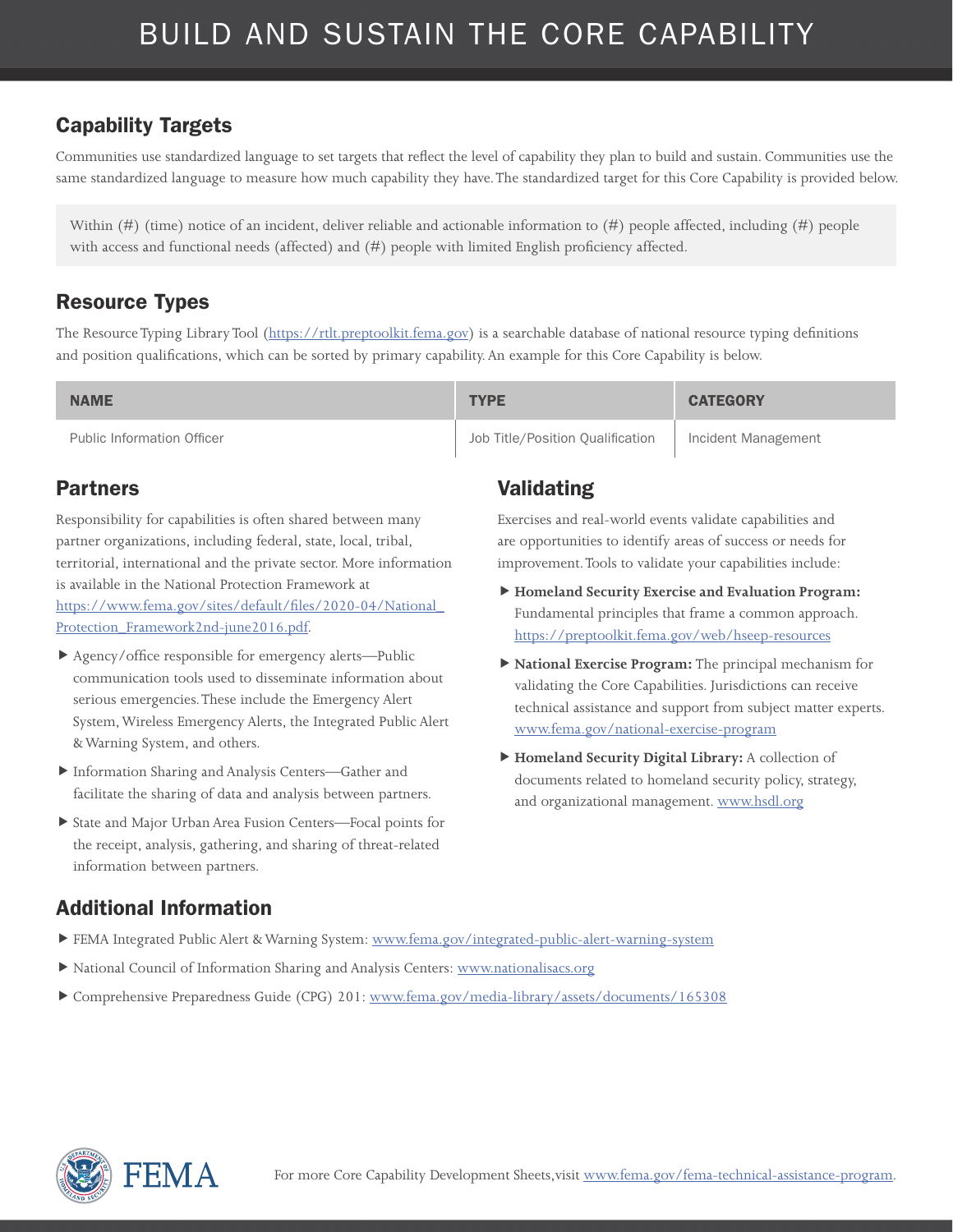# BUILD AND SUSTAIN THE CORE CAPABILITY

## Capability Targets

Communities use standardized language to set targets that reflect the level of capability they plan to build and sustain. Communities use the same standardized language to measure how much capability they have. The standardized target for this Core Capability is provided below.

> Within (#) (time) notice of an incident, deliver reliable and actionable information to (#) people affected, including (#) people with access and functional needs (affected) and (#) people with limited English proficiency affected.

## Resource Types

The Resource Typing Library Tool (https://rtlt.preptoolkit.fema.gov) is a searchable database of national resource typing definitions and position qualifications, which can be sorted by primary capability. An example for this Core Capability is below.

| NAME | TYPE | CATEGORY |
| --- | --- | --- |
| Public Information Officer | Job Title/Position Qualification | Incident Management |

## Partners

Responsibility for capabilities is often shared between many partner organizations, including federal, state, local, tribal, territorial, international and the private sector. More information is available in the National Protection Framework at https://www.fema.gov/sites/default/files/2020-04/National_Protection_Framework2nd-june2016.pdf.

- Agency/office responsible for emergency alerts—Public communication tools used to disseminate information about serious emergencies. These include the Emergency Alert System, Wireless Emergency Alerts, the Integrated Public Alert & Warning System, and others.
- Information Sharing and Analysis Centers—Gather and facilitate the sharing of data and analysis between partners.
- State and Major Urban Area Fusion Centers—Focal points for the receipt, analysis, gathering, and sharing of threat-related information between partners.

## Validating

Exercises and real-world events validate capabilities and are opportunities to identify areas of success or needs for improvement. Tools to validate your capabilities include:

- **Homeland Security Exercise and Evaluation Program:** Fundamental principles that frame a common approach. https://preptoolkit.fema.gov/web/hseep-resources
- **National Exercise Program:** The principal mechanism for validating the Core Capabilities. Jurisdictions can receive technical assistance and support from subject matter experts. www.fema.gov/national-exercise-program
- **Homeland Security Digital Library:** A collection of documents related to homeland security policy, strategy, and organizational management. www.hsdl.org

## Additional Information

- FEMA Integrated Public Alert & Warning System: www.fema.gov/integrated-public-alert-warning-system
- National Council of Information Sharing and Analysis Centers: www.nationalisacs.org
- Comprehensive Preparedness Guide (CPG) 201: www.fema.gov/media-library/assets/documents/165308

For more Core Capability Development Sheets, visit www.fema.gov/fema-technical-assistance-program.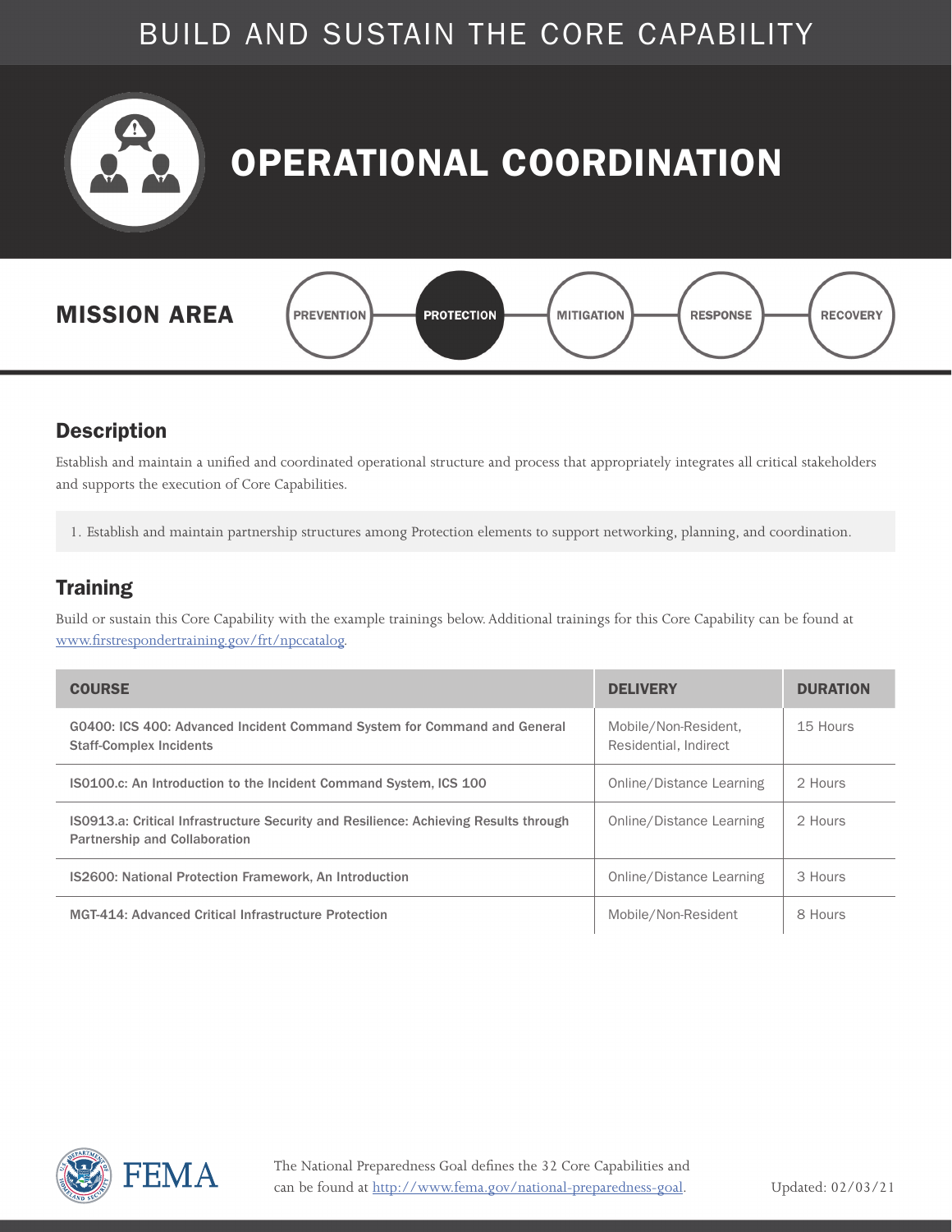# BUILD AND SUSTAIN THE CORE CAPABILITY

# OPERATIONAL COORDINATION

**MISSION AREA**

PREVENTION | **PROTECTION** | MITIGATION | RESPONSE | RECOVERY

## Description

Establish and maintain a unified and coordinated operational structure and process that appropriately integrates all critical stakeholders and supports the execution of Core Capabilities.

1. Establish and maintain partnership structures among Protection elements to support networking, planning, and coordination.

## Training

Build or sustain this Core Capability with the example trainings below. Additional trainings for this Core Capability can be found at www.firstrespondertraining.gov/frt/npccatalog.

| COURSE | DELIVERY | DURATION |
|---|---|---|
| G0400: ICS 400: Advanced Incident Command System for Command and General Staff-Complex Incidents | Mobile/Non-Resident, Residential, Indirect | 15 Hours |
| IS0100.c: An Introduction to the Incident Command System, ICS 100 | Online/Distance Learning | 2 Hours |
| IS0913.a: Critical Infrastructure Security and Resilience: Achieving Results through Partnership and Collaboration | Online/Distance Learning | 2 Hours |
| IS2600: National Protection Framework, An Introduction | Online/Distance Learning | 3 Hours |
| MGT-414: Advanced Critical Infrastructure Protection | Mobile/Non-Resident | 8 Hours |

FEMA

The National Preparedness Goal defines the 32 Core Capabilities and can be found at http://www.fema.gov/national-preparedness-goal.

Updated: 02/03/21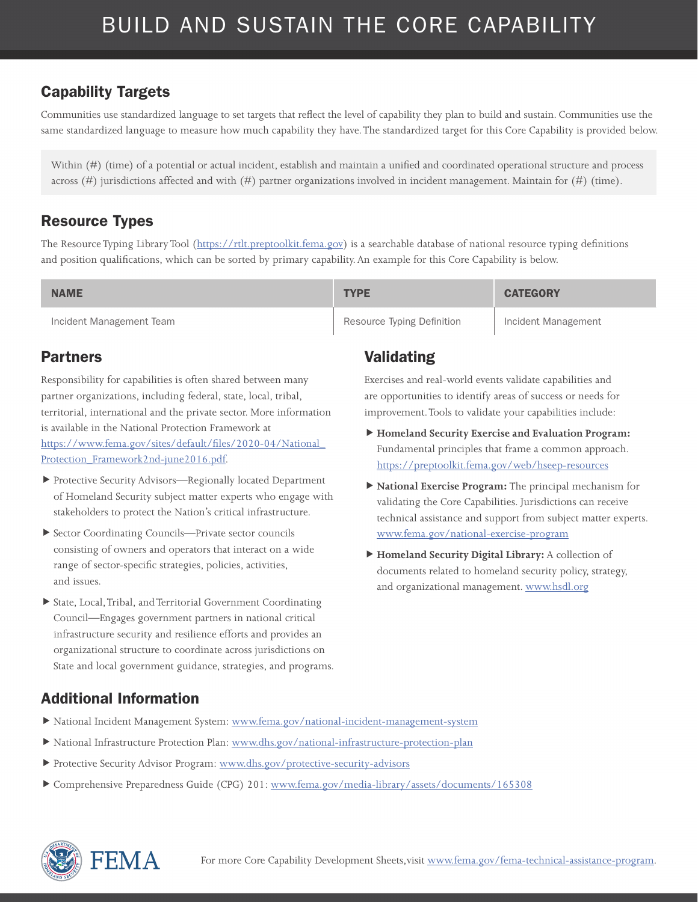# BUILD AND SUSTAIN THE CORE CAPABILITY

## Capability Targets

Communities use standardized language to set targets that reflect the level of capability they plan to build and sustain. Communities use the same standardized language to measure how much capability they have. The standardized target for this Core Capability is provided below.

> Within (#) (time) of a potential or actual incident, establish and maintain a unified and coordinated operational structure and process across (#) jurisdictions affected and with (#) partner organizations involved in incident management. Maintain for (#) (time).

## Resource Types

The Resource Typing Library Tool (https://rtlt.preptoolkit.fema.gov) is a searchable database of national resource typing definitions and position qualifications, which can be sorted by primary capability. An example for this Core Capability is below.

| NAME | TYPE | CATEGORY |
|---|---|---|
| Incident Management Team | Resource Typing Definition | Incident Management |

## Partners

Responsibility for capabilities is often shared between many partner organizations, including federal, state, local, tribal, territorial, international and the private sector. More information is available in the National Protection Framework at https://www.fema.gov/sites/default/files/2020-04/National_Protection_Framework2nd-june2016.pdf.

- Protective Security Advisors—Regionally located Department of Homeland Security subject matter experts who engage with stakeholders to protect the Nation's critical infrastructure.
- Sector Coordinating Councils—Private sector councils consisting of owners and operators that interact on a wide range of sector-specific strategies, policies, activities, and issues.
- State, Local, Tribal, and Territorial Government Coordinating Council—Engages government partners in national critical infrastructure security and resilience efforts and provides an organizational structure to coordinate across jurisdictions on State and local government guidance, strategies, and programs.

## Validating

Exercises and real-world events validate capabilities and are opportunities to identify areas of success or needs for improvement. Tools to validate your capabilities include:

- **Homeland Security Exercise and Evaluation Program:** Fundamental principles that frame a common approach. https://preptoolkit.fema.gov/web/hseep-resources
- **National Exercise Program:** The principal mechanism for validating the Core Capabilities. Jurisdictions can receive technical assistance and support from subject matter experts. www.fema.gov/national-exercise-program
- **Homeland Security Digital Library:** A collection of documents related to homeland security policy, strategy, and organizational management. www.hsdl.org

## Additional Information

- National Incident Management System: www.fema.gov/national-incident-management-system
- National Infrastructure Protection Plan: www.dhs.gov/national-infrastructure-protection-plan
- Protective Security Advisor Program: www.dhs.gov/protective-security-advisors
- Comprehensive Preparedness Guide (CPG) 201: www.fema.gov/media-library/assets/documents/165308

For more Core Capability Development Sheets, visit www.fema.gov/fema-technical-assistance-program.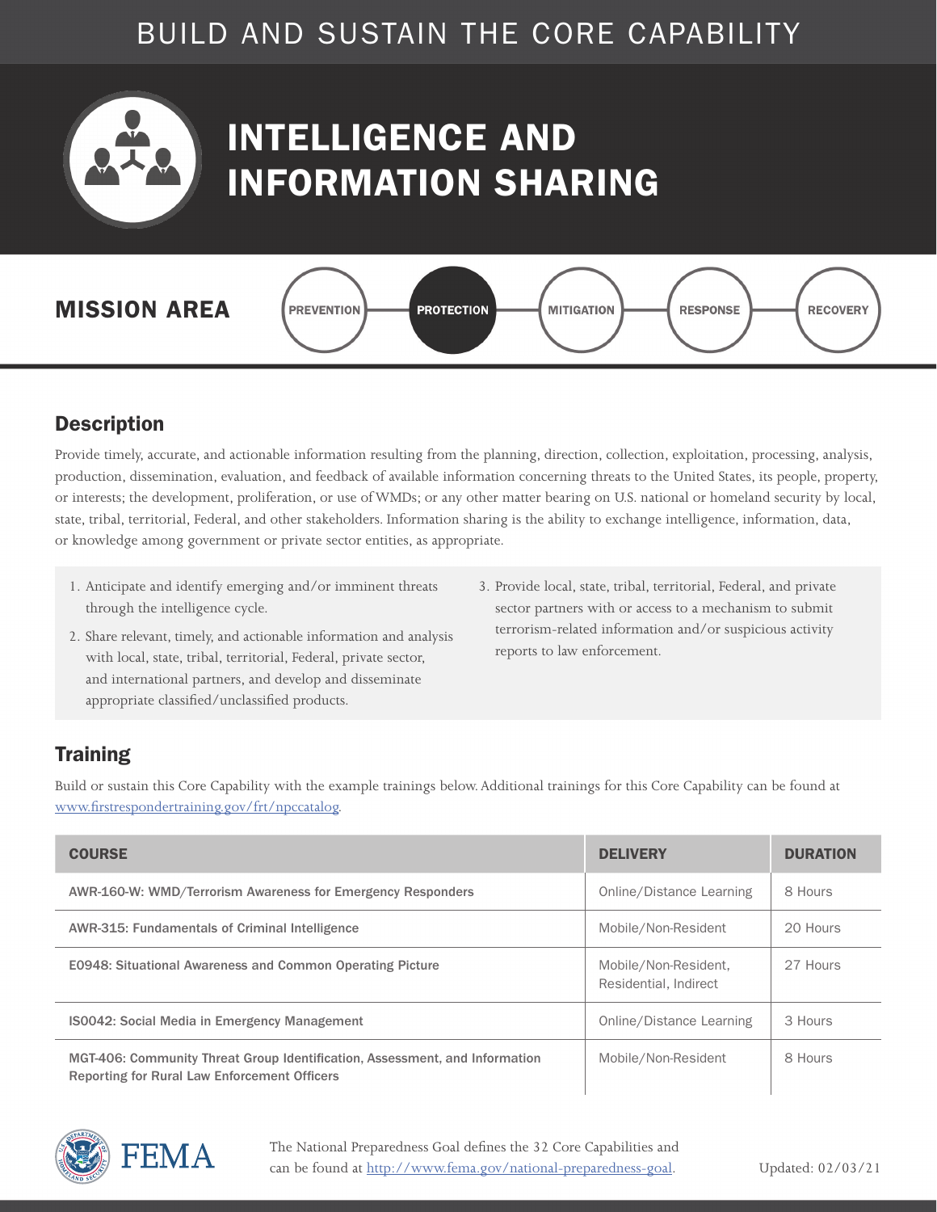# BUILD AND SUSTAIN THE CORE CAPABILITY

# INTELLIGENCE AND INFORMATION SHARING

## MISSION AREA

PREVENTION | **PROTECTION** | MITIGATION | RESPONSE | RECOVERY

## Description

Provide timely, accurate, and actionable information resulting from the planning, direction, collection, exploitation, processing, analysis, production, dissemination, evaluation, and feedback of available information concerning threats to the United States, its people, property, or interests; the development, proliferation, or use of WMDs; or any other matter bearing on U.S. national or homeland security by local, state, tribal, territorial, Federal, and other stakeholders. Information sharing is the ability to exchange intelligence, information, data, or knowledge among government or private sector entities, as appropriate.

1. Anticipate and identify emerging and/or imminent threats through the intelligence cycle.
2. Share relevant, timely, and actionable information and analysis with local, state, tribal, territorial, Federal, private sector, and international partners, and develop and disseminate appropriate classified/unclassified products.
3. Provide local, state, tribal, territorial, Federal, and private sector partners with or access to a mechanism to submit terrorism-related information and/or suspicious activity reports to law enforcement.

## Training

Build or sustain this Core Capability with the example trainings below. Additional trainings for this Core Capability can be found at www.firstrespondertraining.gov/frt/npccatalog.

| COURSE | DELIVERY | DURATION |
|---|---|---|
| AWR-160-W: WMD/Terrorism Awareness for Emergency Responders | Online/Distance Learning | 8 Hours |
| AWR-315: Fundamentals of Criminal Intelligence | Mobile/Non-Resident | 20 Hours |
| E0948: Situational Awareness and Common Operating Picture | Mobile/Non-Resident, Residential, Indirect | 27 Hours |
| IS0042: Social Media in Emergency Management | Online/Distance Learning | 3 Hours |
| MGT-406: Community Threat Group Identification, Assessment, and Information Reporting for Rural Law Enforcement Officers | Mobile/Non-Resident | 8 Hours |

The National Preparedness Goal defines the 32 Core Capabilities and can be found at http://www.fema.gov/national-preparedness-goal.

Updated: 02/03/21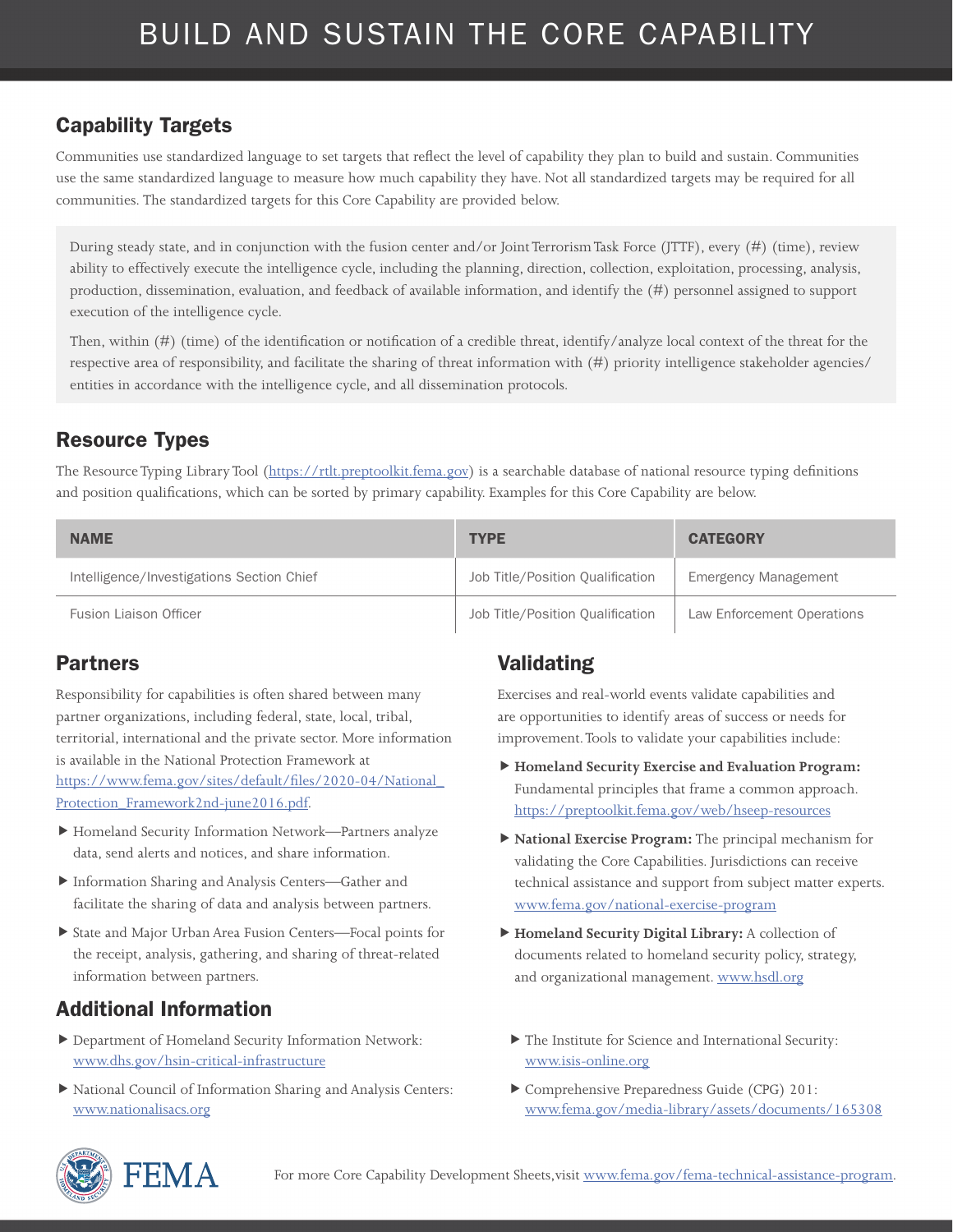# BUILD AND SUSTAIN THE CORE CAPABILITY

## Capability Targets

Communities use standardized language to set targets that reflect the level of capability they plan to build and sustain. Communities use the same standardized language to measure how much capability they have. Not all standardized targets may be required for all communities. The standardized targets for this Core Capability are provided below.

> During steady state, and in conjunction with the fusion center and/or Joint Terrorism Task Force (JTTF), every (#) (time), review ability to effectively execute the intelligence cycle, including the planning, direction, collection, exploitation, processing, analysis, production, dissemination, evaluation, and feedback of available information, and identify the (#) personnel assigned to support execution of the intelligence cycle.
>
> Then, within (#) (time) of the identification or notification of a credible threat, identify/analyze local context of the threat for the respective area of responsibility, and facilitate the sharing of threat information with (#) priority intelligence stakeholder agencies/ entities in accordance with the intelligence cycle, and all dissemination protocols.

## Resource Types

The Resource Typing Library Tool (https://rtlt.preptoolkit.fema.gov) is a searchable database of national resource typing definitions and position qualifications, which can be sorted by primary capability. Examples for this Core Capability are below.

| NAME | TYPE | CATEGORY |
|---|---|---|
| Intelligence/Investigations Section Chief | Job Title/Position Qualification | Emergency Management |
| Fusion Liaison Officer | Job Title/Position Qualification | Law Enforcement Operations |

## Partners

Responsibility for capabilities is often shared between many partner organizations, including federal, state, local, tribal, territorial, international and the private sector. More information is available in the National Protection Framework at https://www.fema.gov/sites/default/files/2020-04/National_Protection_Framework2nd-june2016.pdf.

- Homeland Security Information Network—Partners analyze data, send alerts and notices, and share information.
- Information Sharing and Analysis Centers—Gather and facilitate the sharing of data and analysis between partners.
- State and Major Urban Area Fusion Centers—Focal points for the receipt, analysis, gathering, and sharing of threat-related information between partners.

## Validating

Exercises and real-world events validate capabilities and are opportunities to identify areas of success or needs for improvement. Tools to validate your capabilities include:

- **Homeland Security Exercise and Evaluation Program:** Fundamental principles that frame a common approach. https://preptoolkit.fema.gov/web/hseep-resources
- **National Exercise Program:** The principal mechanism for validating the Core Capabilities. Jurisdictions can receive technical assistance and support from subject matter experts. www.fema.gov/national-exercise-program
- **Homeland Security Digital Library:** A collection of documents related to homeland security policy, strategy, and organizational management. www.hsdl.org

## Additional Information

- Department of Homeland Security Information Network: www.dhs.gov/hsin-critical-infrastructure
- National Council of Information Sharing and Analysis Centers: www.nationalisacs.org
- The Institute for Science and International Security: www.isis-online.org
- Comprehensive Preparedness Guide (CPG) 201: www.fema.gov/media-library/assets/documents/165308

For more Core Capability Development Sheets, visit www.fema.gov/fema-technical-assistance-program.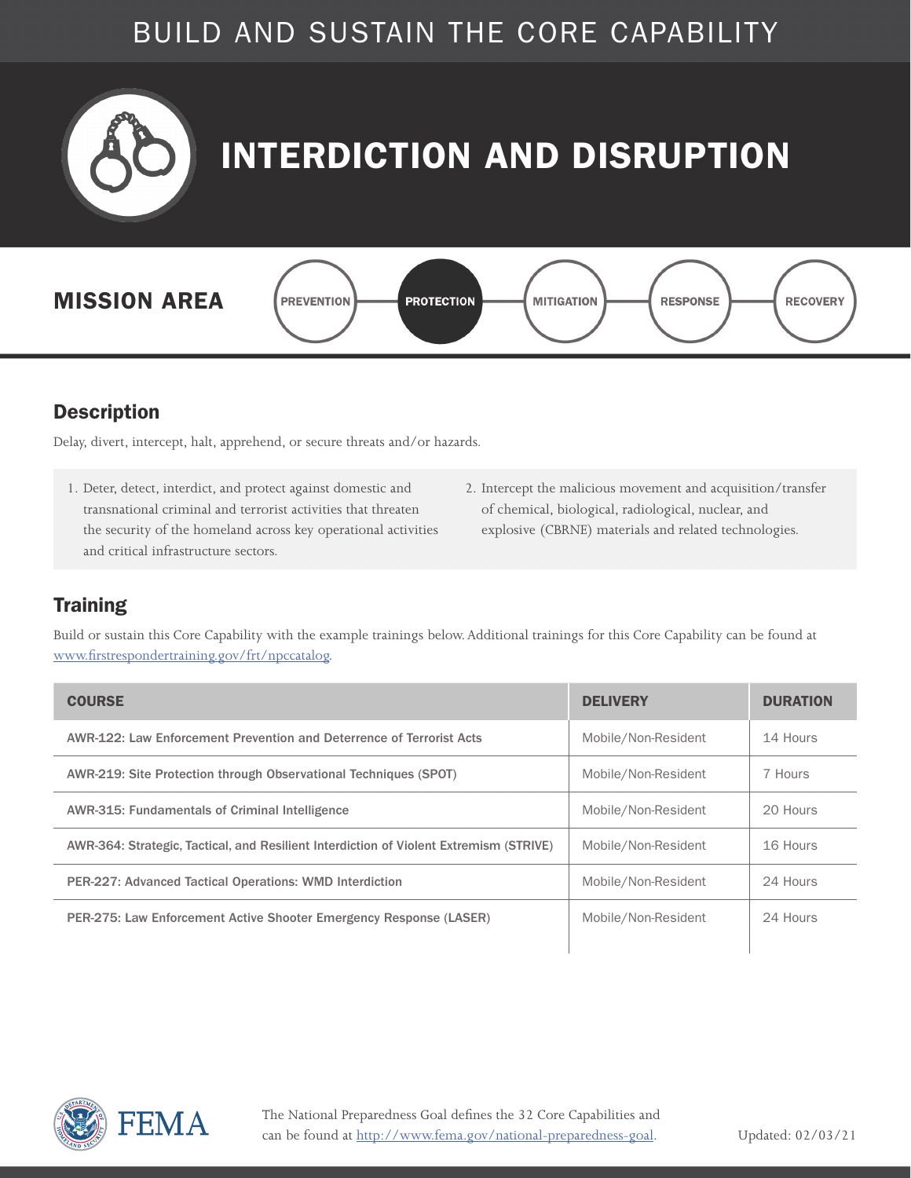BUILD AND SUSTAIN THE CORE CAPABILITY

# INTERDICTION AND DISRUPTION

**MISSION AREA**

PREVENTION | **PROTECTION** | MITIGATION | RESPONSE | RECOVERY

## Description

Delay, divert, intercept, halt, apprehend, or secure threats and/or hazards.

1. Deter, detect, interdict, and protect against domestic and transnational criminal and terrorist activities that threaten the security of the homeland across key operational activities and critical infrastructure sectors.
2. Intercept the malicious movement and acquisition/transfer of chemical, biological, radiological, nuclear, and explosive (CBRNE) materials and related technologies.

## Training

Build or sustain this Core Capability with the example trainings below. Additional trainings for this Core Capability can be found at www.firstrespondertraining.gov/frt/npccatalog.

| COURSE | DELIVERY | DURATION |
|---|---|---|
| AWR-122: Law Enforcement Prevention and Deterrence of Terrorist Acts | Mobile/Non-Resident | 14 Hours |
| AWR-219: Site Protection through Observational Techniques (SPOT) | Mobile/Non-Resident | 7 Hours |
| AWR-315: Fundamentals of Criminal Intelligence | Mobile/Non-Resident | 20 Hours |
| AWR-364: Strategic, Tactical, and Resilient Interdiction of Violent Extremism (STRIVE) | Mobile/Non-Resident | 16 Hours |
| PER-227: Advanced Tactical Operations: WMD Interdiction | Mobile/Non-Resident | 24 Hours |
| PER-275: Law Enforcement Active Shooter Emergency Response (LASER) | Mobile/Non-Resident | 24 Hours |

FEMA

The National Preparedness Goal defines the 32 Core Capabilities and can be found at http://www.fema.gov/national-preparedness-goal.

Updated: 02/03/21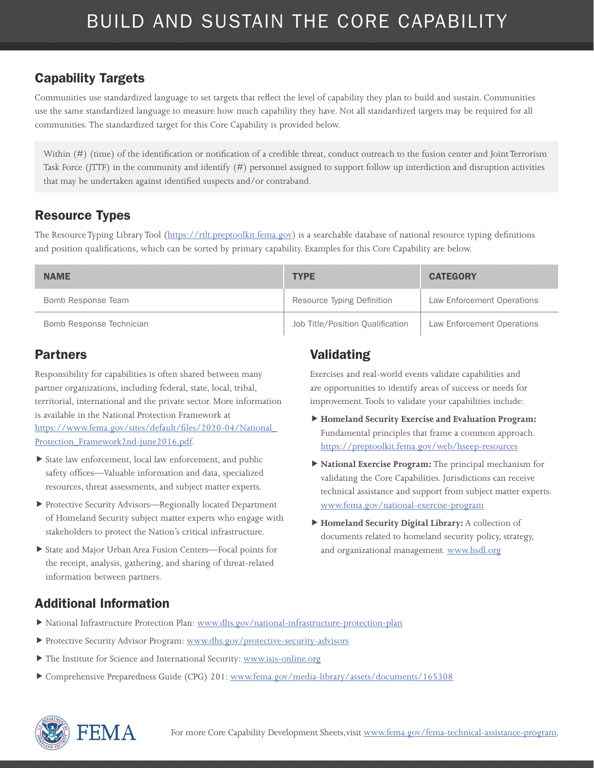# BUILD AND SUSTAIN THE CORE CAPABILITY

## Capability Targets

Communities use standardized language to set targets that reflect the level of capability they plan to build and sustain. Communities use the same standardized language to measure how much capability they have. Not all standardized targets may be required for all communities. The standardized target for this Core Capability is provided below.

> Within (#) (time) of the identification or notification of a credible threat, conduct outreach to the fusion center and Joint Terrorism Task Force (JTTF) in the community and identify (#) personnel assigned to support follow up interdiction and disruption activities that may be undertaken against identified suspects and/or contraband.

## Resource Types

The Resource Typing Library Tool (https://rtlt.preptoolkit.fema.gov) is a searchable database of national resource typing definitions and position qualifications, which can be sorted by primary capability. Examples for this Core Capability are below.

| NAME | TYPE | CATEGORY |
|---|---|---|
| Bomb Response Team | Resource Typing Definition | Law Enforcement Operations |
| Bomb Response Technician | Job Title/Position Qualification | Law Enforcement Operations |

## Partners

Responsibility for capabilities is often shared between many partner organizations, including federal, state, local, tribal, territorial, international and the private sector. More information is available in the National Protection Framework at https://www.fema.gov/sites/default/files/2020-04/National_Protection_Framework2nd-june2016.pdf.

- State law enforcement, local law enforcement, and public safety offices—Valuable information and data, specialized resources, threat assessments, and subject matter experts.
- Protective Security Advisors—Regionally located Department of Homeland Security subject matter experts who engage with stakeholders to protect the Nation's critical infrastructure.
- State and Major Urban Area Fusion Centers—Focal points for the receipt, analysis, gathering, and sharing of threat-related information between partners.

## Validating

Exercises and real-world events validate capabilities and are opportunities to identify areas of success or needs for improvement. Tools to validate your capabilities include:

- **Homeland Security Exercise and Evaluation Program:** Fundamental principles that frame a common approach. https://preptoolkit.fema.gov/web/hseep-resources
- **National Exercise Program:** The principal mechanism for validating the Core Capabilities. Jurisdictions can receive technical assistance and support from subject matter experts. www.fema.gov/national-exercise-program
- **Homeland Security Digital Library:** A collection of documents related to homeland security policy, strategy, and organizational management. www.hsdl.org

## Additional Information

- National Infrastructure Protection Plan: www.dhs.gov/national-infrastructure-protection-plan
- Protective Security Advisor Program: www.dhs.gov/protective-security-advisors
- The Institute for Science and International Security: www.isis-online.org
- Comprehensive Preparedness Guide (CPG) 201: www.fema.gov/media-library/assets/documents/165308

For more Core Capability Development Sheets, visit www.fema.gov/fema-technical-assistance-program.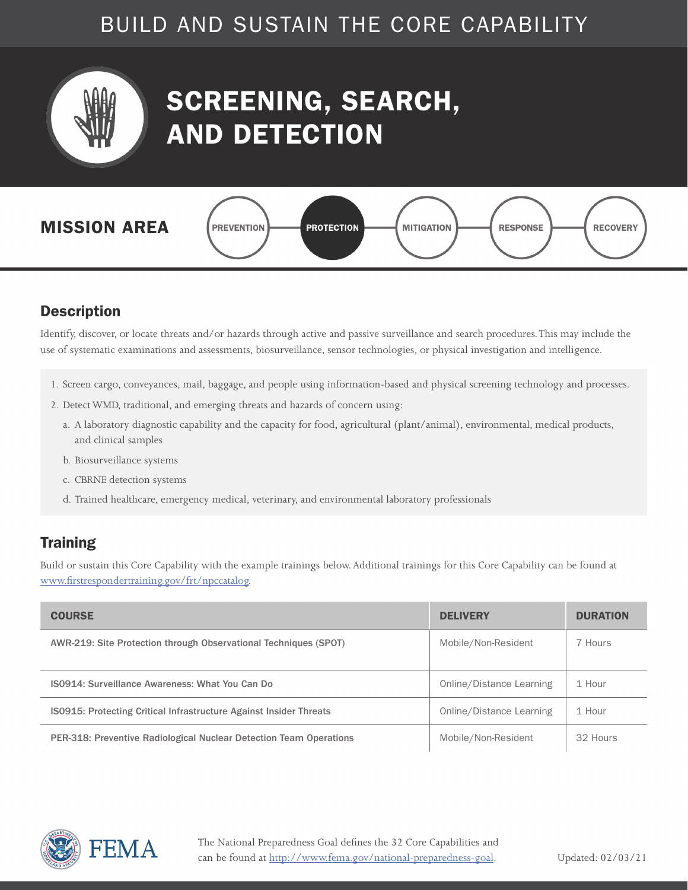BUILD AND SUSTAIN THE CORE CAPABILITY

# SCREENING, SEARCH, AND DETECTION

**MISSION AREA**

PREVENTION — **PROTECTION** — MITIGATION — RESPONSE — RECOVERY

## Description

Identify, discover, or locate threats and/or hazards through active and passive surveillance and search procedures. This may include the use of systematic examinations and assessments, biosurveillance, sensor technologies, or physical investigation and intelligence.

1. Screen cargo, conveyances, mail, baggage, and people using information-based and physical screening technology and processes.
2. Detect WMD, traditional, and emerging threats and hazards of concern using:
   a. A laboratory diagnostic capability and the capacity for food, agricultural (plant/animal), environmental, medical products, and clinical samples
   b. Biosurveillance systems
   c. CBRNE detection systems
   d. Trained healthcare, emergency medical, veterinary, and environmental laboratory professionals

## Training

Build or sustain this Core Capability with the example trainings below. Additional trainings for this Core Capability can be found at www.firstrespondertraining.gov/frt/npccatalog.

| COURSE | DELIVERY | DURATION |
| --- | --- | --- |
| AWR-219: Site Protection through Observational Techniques (SPOT) | Mobile/Non-Resident | 7 Hours |
| IS0914: Surveillance Awareness: What You Can Do | Online/Distance Learning | 1 Hour |
| IS0915: Protecting Critical Infrastructure Against Insider Threats | Online/Distance Learning | 1 Hour |
| PER-318: Preventive Radiological Nuclear Detection Team Operations | Mobile/Non-Resident | 32 Hours |

The National Preparedness Goal defines the 32 Core Capabilities and can be found at http://www.fema.gov/national-preparedness-goal.

Updated: 02/03/21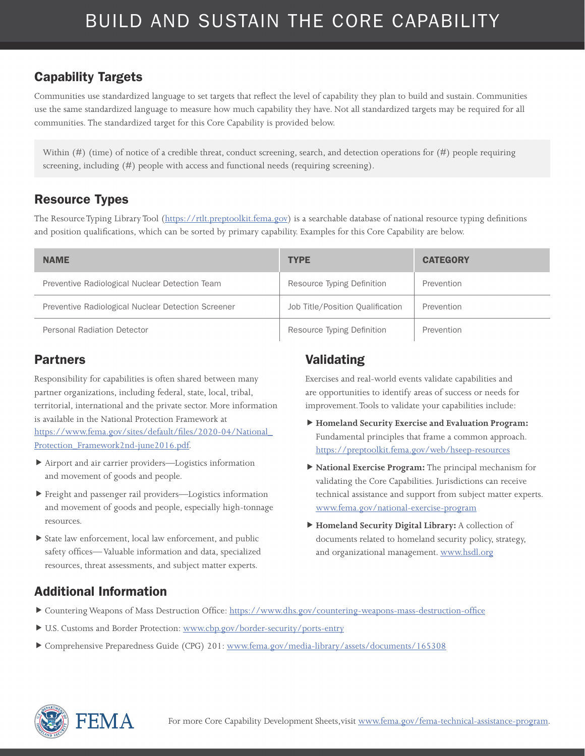# BUILD AND SUSTAIN THE CORE CAPABILITY

## Capability Targets

Communities use standardized language to set targets that reflect the level of capability they plan to build and sustain. Communities use the same standardized language to measure how much capability they have. Not all standardized targets may be required for all communities. The standardized target for this Core Capability is provided below.

> Within (#) (time) of notice of a credible threat, conduct screening, search, and detection operations for (#) people requiring screening, including (#) people with access and functional needs (requiring screening).

## Resource Types

The Resource Typing Library Tool (https://rtlt.preptoolkit.fema.gov) is a searchable database of national resource typing definitions and position qualifications, which can be sorted by primary capability. Examples for this Core Capability are below.

| NAME | TYPE | CATEGORY |
|---|---|---|
| Preventive Radiological Nuclear Detection Team | Resource Typing Definition | Prevention |
| Preventive Radiological Nuclear Detection Screener | Job Title/Position Qualification | Prevention |
| Personal Radiation Detector | Resource Typing Definition | Prevention |

## Partners

Responsibility for capabilities is often shared between many partner organizations, including federal, state, local, tribal, territorial, international and the private sector. More information is available in the National Protection Framework at https://www.fema.gov/sites/default/files/2020-04/National_Protection_Framework2nd-june2016.pdf.

- Airport and air carrier providers—Logistics information and movement of goods and people.
- Freight and passenger rail providers—Logistics information and movement of goods and people, especially high-tonnage resources.
- State law enforcement, local law enforcement, and public safety offices—Valuable information and data, specialized resources, threat assessments, and subject matter experts.

## Validating

Exercises and real-world events validate capabilities and are opportunities to identify areas of success or needs for improvement. Tools to validate your capabilities include:

- **Homeland Security Exercise and Evaluation Program:** Fundamental principles that frame a common approach. https://preptoolkit.fema.gov/web/hseep-resources
- **National Exercise Program:** The principal mechanism for validating the Core Capabilities. Jurisdictions can receive technical assistance and support from subject matter experts. www.fema.gov/national-exercise-program
- **Homeland Security Digital Library:** A collection of documents related to homeland security policy, strategy, and organizational management. www.hsdl.org

## Additional Information

- Countering Weapons of Mass Destruction Office: https://www.dhs.gov/countering-weapons-mass-destruction-office
- U.S. Customs and Border Protection: www.cbp.gov/border-security/ports-entry
- Comprehensive Preparedness Guide (CPG) 201: www.fema.gov/media-library/assets/documents/165308

For more Core Capability Development Sheets, visit www.fema.gov/fema-technical-assistance-program.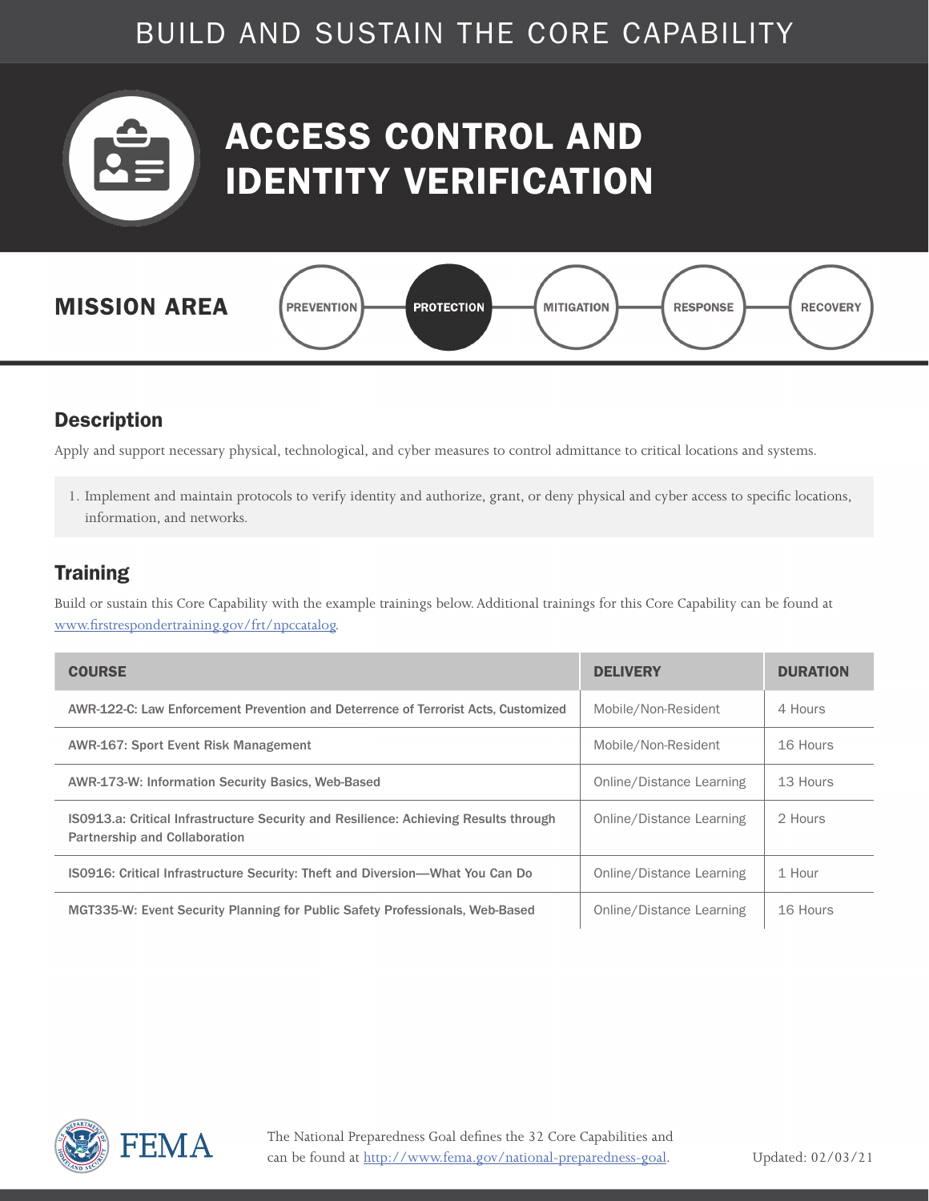# BUILD AND SUSTAIN THE CORE CAPABILITY

# ACCESS CONTROL AND IDENTITY VERIFICATION

## MISSION AREA

PREVENTION | **PROTECTION** | MITIGATION | RESPONSE | RECOVERY

## Description

Apply and support necessary physical, technological, and cyber measures to control admittance to critical locations and systems.

1. Implement and maintain protocols to verify identity and authorize, grant, or deny physical and cyber access to specific locations, information, and networks.

## Training

Build or sustain this Core Capability with the example trainings below. Additional trainings for this Core Capability can be found at www.firstrespondertraining.gov/frt/npccatalog.

| COURSE | DELIVERY | DURATION |
|---|---|---|
| AWR-122-C: Law Enforcement Prevention and Deterrence of Terrorist Acts, Customized | Mobile/Non-Resident | 4 Hours |
| AWR-167: Sport Event Risk Management | Mobile/Non-Resident | 16 Hours |
| AWR-173-W: Information Security Basics, Web-Based | Online/Distance Learning | 13 Hours |
| IS0913.a: Critical Infrastructure Security and Resilience: Achieving Results through Partnership and Collaboration | Online/Distance Learning | 2 Hours |
| IS0916: Critical Infrastructure Security: Theft and Diversion—What You Can Do | Online/Distance Learning | 1 Hour |
| MGT335-W: Event Security Planning for Public Safety Professionals, Web-Based | Online/Distance Learning | 16 Hours |

FEMA

The National Preparedness Goal defines the 32 Core Capabilities and can be found at http://www.fema.gov/national-preparedness-goal.

Updated: 02/03/21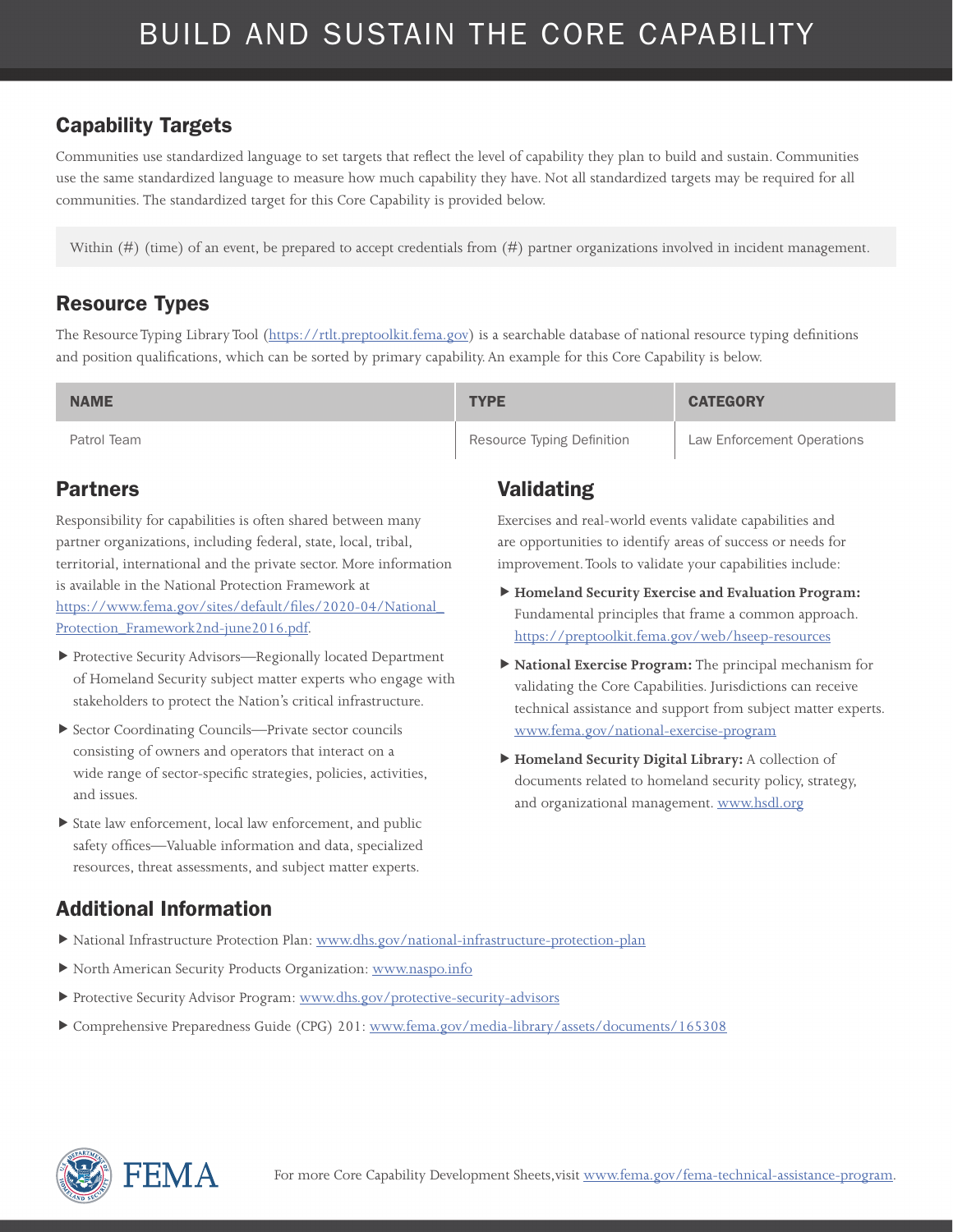# BUILD AND SUSTAIN THE CORE CAPABILITY

## Capability Targets

Communities use standardized language to set targets that reflect the level of capability they plan to build and sustain. Communities use the same standardized language to measure how much capability they have. Not all standardized targets may be required for all communities. The standardized target for this Core Capability is provided below.

Within (#) (time) of an event, be prepared to accept credentials from (#) partner organizations involved in incident management.

## Resource Types

The Resource Typing Library Tool (https://rtlt.preptoolkit.fema.gov) is a searchable database of national resource typing definitions and position qualifications, which can be sorted by primary capability. An example for this Core Capability is below.

| NAME | TYPE | CATEGORY |
| --- | --- | --- |
| Patrol Team | Resource Typing Definition | Law Enforcement Operations |

## Partners

Responsibility for capabilities is often shared between many partner organizations, including federal, state, local, tribal, territorial, international and the private sector. More information is available in the National Protection Framework at https://www.fema.gov/sites/default/files/2020-04/National_Protection_Framework2nd-june2016.pdf.

- Protective Security Advisors—Regionally located Department of Homeland Security subject matter experts who engage with stakeholders to protect the Nation's critical infrastructure.
- Sector Coordinating Councils—Private sector councils consisting of owners and operators that interact on a wide range of sector-specific strategies, policies, activities, and issues.
- State law enforcement, local law enforcement, and public safety offices—Valuable information and data, specialized resources, threat assessments, and subject matter experts.

## Validating

Exercises and real-world events validate capabilities and are opportunities to identify areas of success or needs for improvement. Tools to validate your capabilities include:

- **Homeland Security Exercise and Evaluation Program:** Fundamental principles that frame a common approach. https://preptoolkit.fema.gov/web/hseep-resources
- **National Exercise Program:** The principal mechanism for validating the Core Capabilities. Jurisdictions can receive technical assistance and support from subject matter experts. www.fema.gov/national-exercise-program
- **Homeland Security Digital Library:** A collection of documents related to homeland security policy, strategy, and organizational management. www.hsdl.org

## Additional Information

- National Infrastructure Protection Plan: www.dhs.gov/national-infrastructure-protection-plan
- North American Security Products Organization: www.naspo.info
- Protective Security Advisor Program: www.dhs.gov/protective-security-advisors
- Comprehensive Preparedness Guide (CPG) 201: www.fema.gov/media-library/assets/documents/165308

For more Core Capability Development Sheets, visit www.fema.gov/fema-technical-assistance-program.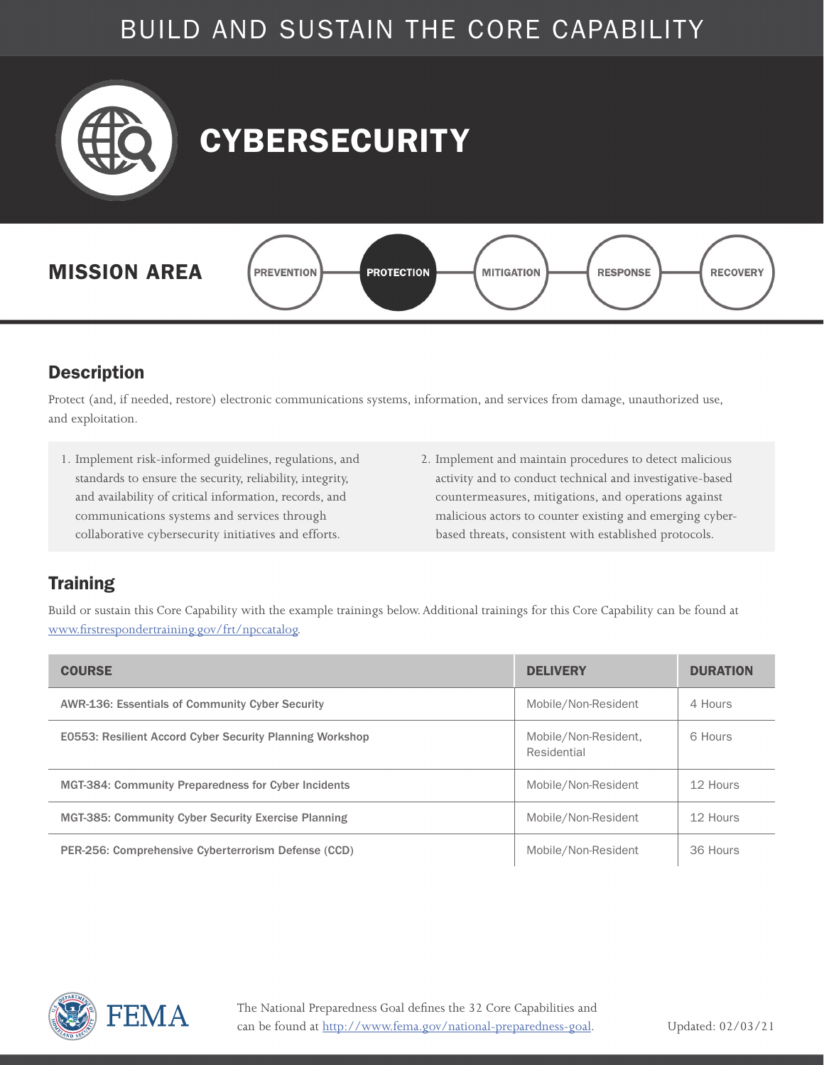# BUILD AND SUSTAIN THE CORE CAPABILITY

## CYBERSECURITY

**MISSION AREA**

PREVENTION — **PROTECTION** — MITIGATION — RESPONSE — RECOVERY

## Description

Protect (and, if needed, restore) electronic communications systems, information, and services from damage, unauthorized use, and exploitation.

1. Implement risk-informed guidelines, regulations, and standards to ensure the security, reliability, integrity, and availability of critical information, records, and communications systems and services through collaborative cybersecurity initiatives and efforts.
2. Implement and maintain procedures to detect malicious activity and to conduct technical and investigative-based countermeasures, mitigations, and operations against malicious actors to counter existing and emerging cyber-based threats, consistent with established protocols.

## Training

Build or sustain this Core Capability with the example trainings below. Additional trainings for this Core Capability can be found at www.firstrespondertraining.gov/frt/npccatalog.

| COURSE | DELIVERY | DURATION |
|---|---|---|
| AWR-136: Essentials of Community Cyber Security | Mobile/Non-Resident | 4 Hours |
| E0553: Resilient Accord Cyber Security Planning Workshop | Mobile/Non-Resident, Residential | 6 Hours |
| MGT-384: Community Preparedness for Cyber Incidents | Mobile/Non-Resident | 12 Hours |
| MGT-385: Community Cyber Security Exercise Planning | Mobile/Non-Resident | 12 Hours |
| PER-256: Comprehensive Cyberterrorism Defense (CCD) | Mobile/Non-Resident | 36 Hours |

The National Preparedness Goal defines the 32 Core Capabilities and can be found at http://www.fema.gov/national-preparedness-goal.

Updated: 02/03/21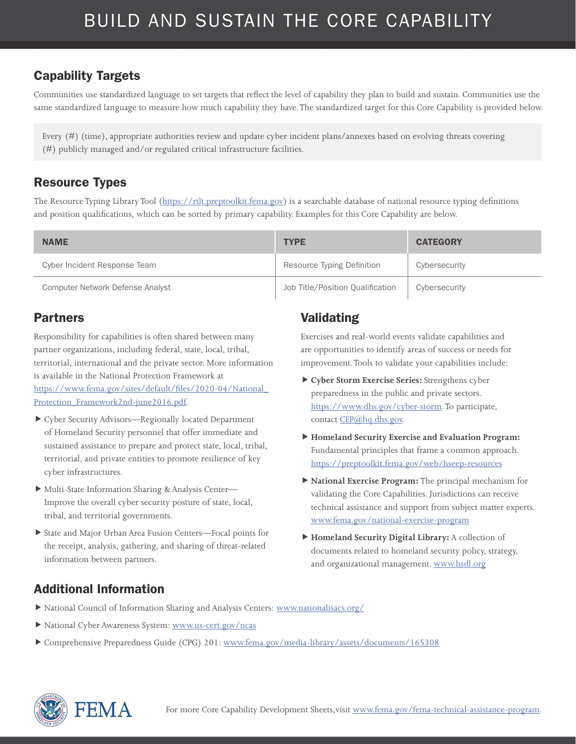# BUILD AND SUSTAIN THE CORE CAPABILITY

## Capability Targets

Communities use standardized language to set targets that reflect the level of capability they plan to build and sustain. Communities use the same standardized language to measure how much capability they have. The standardized target for this Core Capability is provided below.

> Every (#) (time), appropriate authorities review and update cyber incident plans/annexes based on evolving threats covering (#) publicly managed and/or regulated critical infrastructure facilities.

## Resource Types

The Resource Typing Library Tool (https://rtlt.preptoolkit.fema.gov) is a searchable database of national resource typing definitions and position qualifications, which can be sorted by primary capability. Examples for this Core Capability are below.

| NAME | TYPE | CATEGORY |
|---|---|---|
| Cyber Incident Response Team | Resource Typing Definition | Cybersecurity |
| Computer Network Defense Analyst | Job Title/Position Qualification | Cybersecurity |

## Partners

Responsibility for capabilities is often shared between many partner organizations, including federal, state, local, tribal, territorial, international and the private sector. More information is available in the National Protection Framework at https://www.fema.gov/sites/default/files/2020-04/National_Protection_Framework2nd-june2016.pdf.

- Cyber Security Advisors—Regionally located Department of Homeland Security personnel that offer immediate and sustained assistance to prepare and protect state, local, tribal, territorial, and private entities to promote resilience of key cyber infrastructures.
- Multi-State Information Sharing & Analysis Center—Improve the overall cyber security posture of state, local, tribal, and territorial governments.
- State and Major Urban Area Fusion Centers—Focal points for the receipt, analysis, gathering, and sharing of threat-related information between partners.

## Validating

Exercises and real-world events validate capabilities and are opportunities to identify areas of success or needs for improvement. Tools to validate your capabilities include:

- **Cyber Storm Exercise Series:** Strengthens cyber preparedness in the public and private sectors. https://www.dhs.gov/cyber-storm. To participate, contact CEP@hq.dhs.gov.
- **Homeland Security Exercise and Evaluation Program:** Fundamental principles that frame a common approach. https://preptoolkit.fema.gov/web/hseep-resources
- **National Exercise Program:** The principal mechanism for validating the Core Capabilities. Jurisdictions can receive technical assistance and support from subject matter experts. www.fema.gov/national-exercise-program
- **Homeland Security Digital Library:** A collection of documents related to homeland security policy, strategy, and organizational management. www.hsdl.org

## Additional Information

- National Council of Information Sharing and Analysis Centers: www.nationalisacs.org/
- National Cyber Awareness System: www.us-cert.gov/ncas
- Comprehensive Preparedness Guide (CPG) 201: www.fema.gov/media-library/assets/documents/165308

FEMA

For more Core Capability Development Sheets, visit www.fema.gov/fema-technical-assistance-program.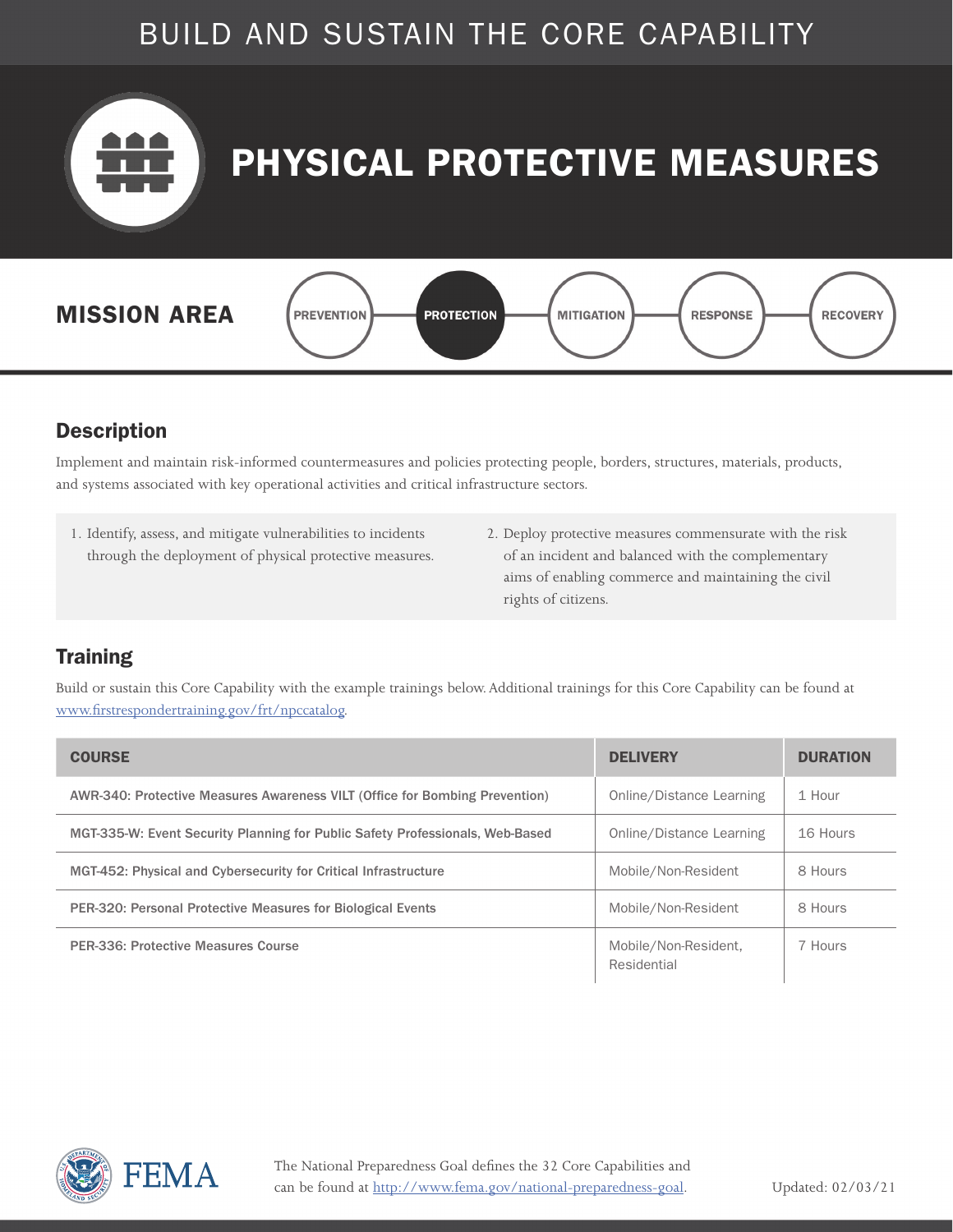BUILD AND SUSTAIN THE CORE CAPABILITY

# PHYSICAL PROTECTIVE MEASURES

## MISSION AREA

PREVENTION — **PROTECTION** — MITIGATION — RESPONSE — RECOVERY

## Description

Implement and maintain risk-informed countermeasures and policies protecting people, borders, structures, materials, products, and systems associated with key operational activities and critical infrastructure sectors.

1. Identify, assess, and mitigate vulnerabilities to incidents through the deployment of physical protective measures.
2. Deploy protective measures commensurate with the risk of an incident and balanced with the complementary aims of enabling commerce and maintaining the civil rights of citizens.

## Training

Build or sustain this Core Capability with the example trainings below. Additional trainings for this Core Capability can be found at www.firstrespondertraining.gov/frt/npccatalog.

| COURSE | DELIVERY | DURATION |
| --- | --- | --- |
| AWR-340: Protective Measures Awareness VILT (Office for Bombing Prevention) | Online/Distance Learning | 1 Hour |
| MGT-335-W: Event Security Planning for Public Safety Professionals, Web-Based | Online/Distance Learning | 16 Hours |
| MGT-452: Physical and Cybersecurity for Critical Infrastructure | Mobile/Non-Resident | 8 Hours |
| PER-320: Personal Protective Measures for Biological Events | Mobile/Non-Resident | 8 Hours |
| PER-336: Protective Measures Course | Mobile/Non-Resident, Residential | 7 Hours |

FEMA

The National Preparedness Goal defines the 32 Core Capabilities and can be found at http://www.fema.gov/national-preparedness-goal.

Updated: 02/03/21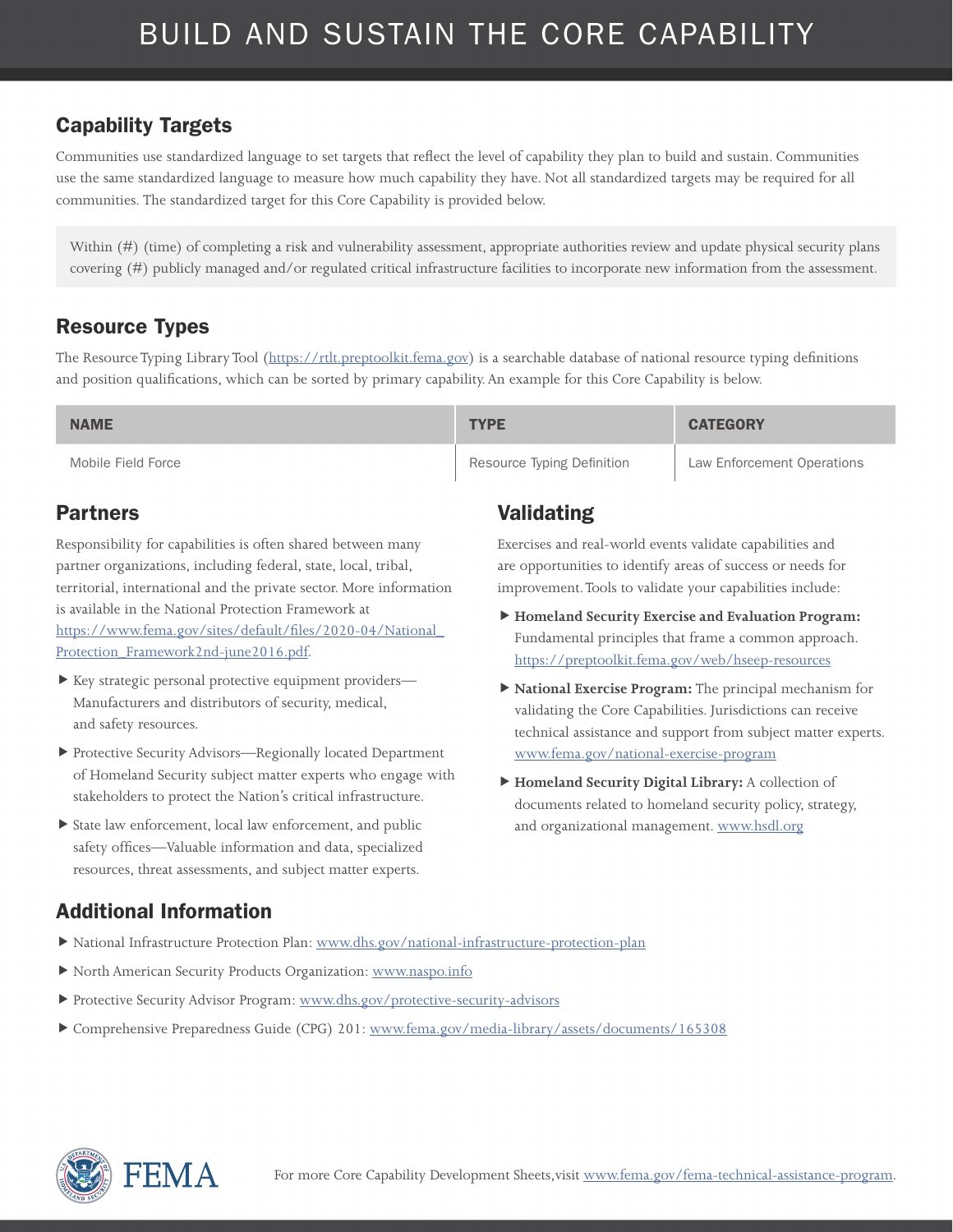# BUILD AND SUSTAIN THE CORE CAPABILITY

## Capability Targets

Communities use standardized language to set targets that reflect the level of capability they plan to build and sustain. Communities use the same standardized language to measure how much capability they have. Not all standardized targets may be required for all communities. The standardized target for this Core Capability is provided below.

> Within (#) (time) of completing a risk and vulnerability assessment, appropriate authorities review and update physical security plans covering (#) publicly managed and/or regulated critical infrastructure facilities to incorporate new information from the assessment.

## Resource Types

The Resource Typing Library Tool (https://rtlt.preptoolkit.fema.gov) is a searchable database of national resource typing definitions and position qualifications, which can be sorted by primary capability. An example for this Core Capability is below.

| NAME | TYPE | CATEGORY |
|---|---|---|
| Mobile Field Force | Resource Typing Definition | Law Enforcement Operations |

## Partners

Responsibility for capabilities is often shared between many partner organizations, including federal, state, local, tribal, territorial, international and the private sector. More information is available in the National Protection Framework at https://www.fema.gov/sites/default/files/2020-04/National_Protection_Framework2nd-june2016.pdf.

- Key strategic personal protective equipment providers—Manufacturers and distributors of security, medical, and safety resources.
- Protective Security Advisors—Regionally located Department of Homeland Security subject matter experts who engage with stakeholders to protect the Nation's critical infrastructure.
- State law enforcement, local law enforcement, and public safety offices—Valuable information and data, specialized resources, threat assessments, and subject matter experts.

## Validating

Exercises and real-world events validate capabilities and are opportunities to identify areas of success or needs for improvement. Tools to validate your capabilities include:

- **Homeland Security Exercise and Evaluation Program:** Fundamental principles that frame a common approach. https://preptoolkit.fema.gov/web/hseep-resources
- **National Exercise Program:** The principal mechanism for validating the Core Capabilities. Jurisdictions can receive technical assistance and support from subject matter experts. www.fema.gov/national-exercise-program
- **Homeland Security Digital Library:** A collection of documents related to homeland security policy, strategy, and organizational management. www.hsdl.org

## Additional Information

- National Infrastructure Protection Plan: www.dhs.gov/national-infrastructure-protection-plan
- North American Security Products Organization: www.naspo.info
- Protective Security Advisor Program: www.dhs.gov/protective-security-advisors
- Comprehensive Preparedness Guide (CPG) 201: www.fema.gov/media-library/assets/documents/165308

For more Core Capability Development Sheets, visit www.fema.gov/fema-technical-assistance-program.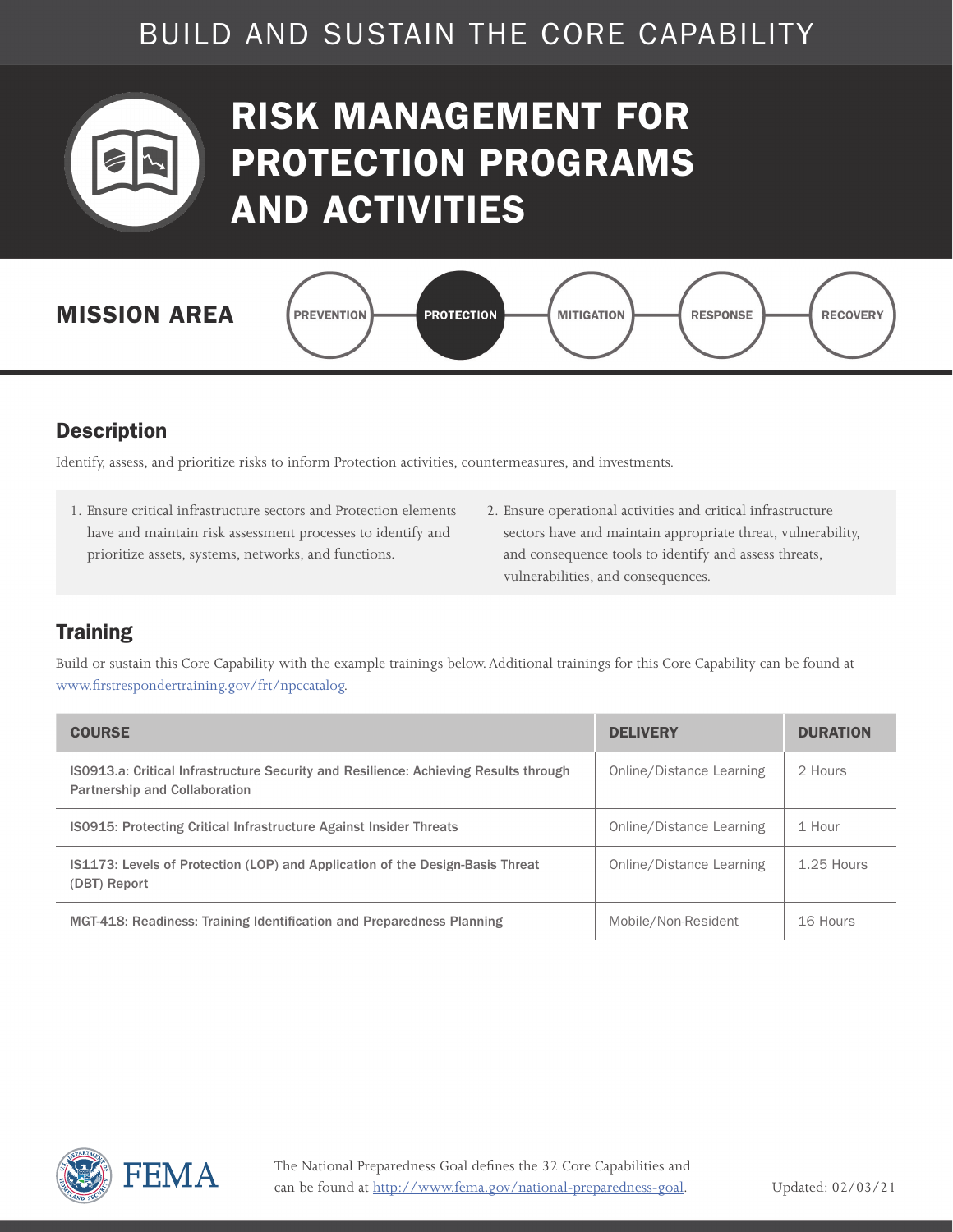BUILD AND SUSTAIN THE CORE CAPABILITY

# RISK MANAGEMENT FOR PROTECTION PROGRAMS AND ACTIVITIES

**MISSION AREA**

PREVENTION | **PROTECTION** | MITIGATION | RESPONSE | RECOVERY

## Description

Identify, assess, and prioritize risks to inform Protection activities, countermeasures, and investments.

1. Ensure critical infrastructure sectors and Protection elements have and maintain risk assessment processes to identify and prioritize assets, systems, networks, and functions.
2. Ensure operational activities and critical infrastructure sectors have and maintain appropriate threat, vulnerability, and consequence tools to identify and assess threats, vulnerabilities, and consequences.

## Training

Build or sustain this Core Capability with the example trainings below. Additional trainings for this Core Capability can be found at [www.firstrespondertraining.gov/frt/npccatalog](www.firstrespondertraining.gov/frt/npccatalog).

| COURSE | DELIVERY | DURATION |
|---|---|---|
| IS0913.a: Critical Infrastructure Security and Resilience: Achieving Results through Partnership and Collaboration | Online/Distance Learning | 2 Hours |
| IS0915: Protecting Critical Infrastructure Against Insider Threats | Online/Distance Learning | 1 Hour |
| IS1173: Levels of Protection (LOP) and Application of the Design-Basis Threat (DBT) Report | Online/Distance Learning | 1.25 Hours |
| MGT-418: Readiness: Training Identification and Preparedness Planning | Mobile/Non-Resident | 16 Hours |

The National Preparedness Goal defines the 32 Core Capabilities and can be found at [http://www.fema.gov/national-preparedness-goal](http://www.fema.gov/national-preparedness-goal).

Updated: 02/03/21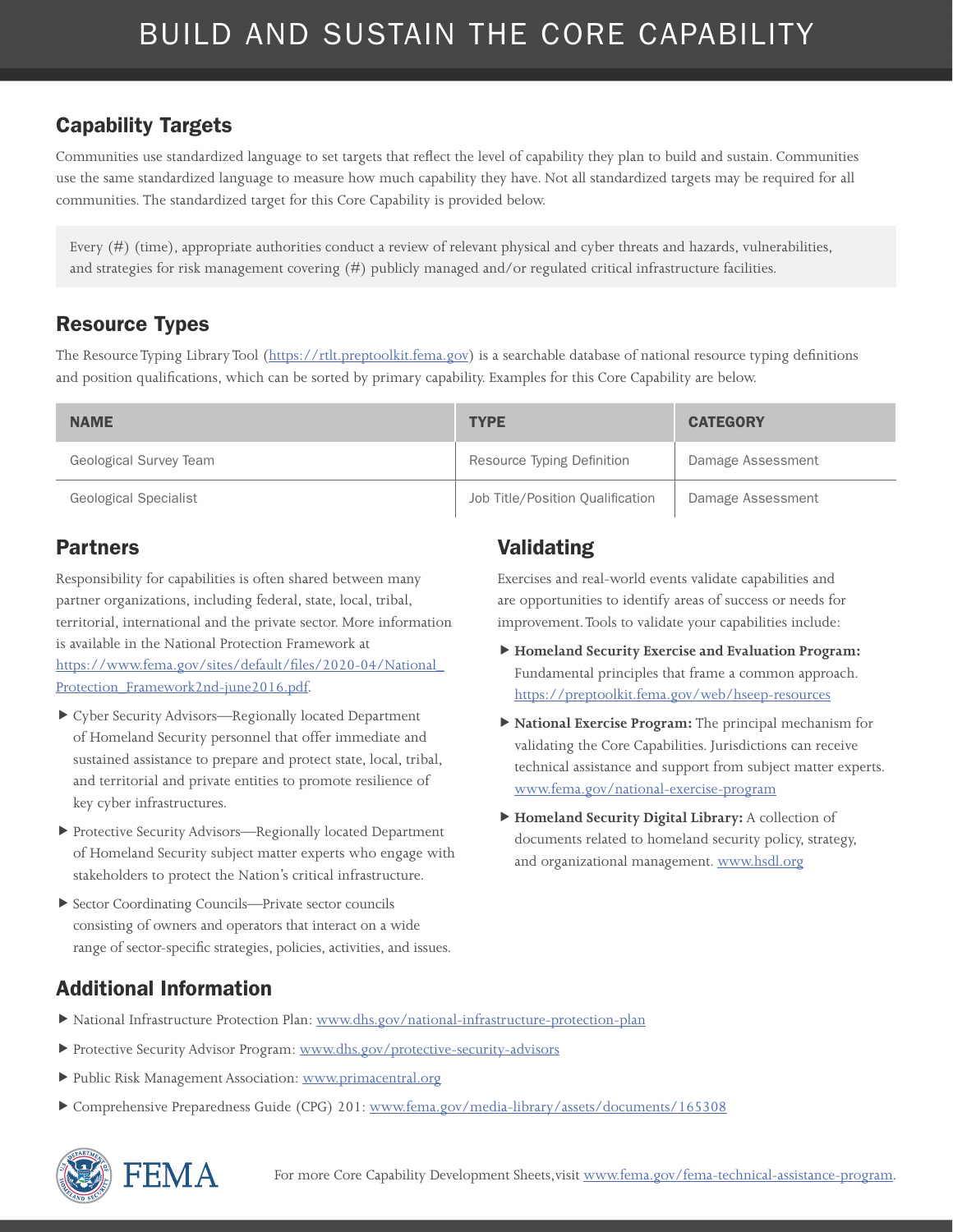# BUILD AND SUSTAIN THE CORE CAPABILITY

## Capability Targets

Communities use standardized language to set targets that reflect the level of capability they plan to build and sustain. Communities use the same standardized language to measure how much capability they have. Not all standardized targets may be required for all communities. The standardized target for this Core Capability is provided below.

Every (#) (time), appropriate authorities conduct a review of relevant physical and cyber threats and hazards, vulnerabilities, and strategies for risk management covering (#) publicly managed and/or regulated critical infrastructure facilities.

## Resource Types

The Resource Typing Library Tool (https://rtlt.preptoolkit.fema.gov) is a searchable database of national resource typing definitions and position qualifications, which can be sorted by primary capability. Examples for this Core Capability are below.

| NAME | TYPE | CATEGORY |
|---|---|---|
| Geological Survey Team | Resource Typing Definition | Damage Assessment |
| Geological Specialist | Job Title/Position Qualification | Damage Assessment |

## Partners

Responsibility for capabilities is often shared between many partner organizations, including federal, state, local, tribal, territorial, international and the private sector. More information is available in the National Protection Framework at https://www.fema.gov/sites/default/files/2020-04/National_Protection_Framework2nd-june2016.pdf.

- Cyber Security Advisors—Regionally located Department of Homeland Security personnel that offer immediate and sustained assistance to prepare and protect state, local, tribal, and territorial and private entities to promote resilience of key cyber infrastructures.
- Protective Security Advisors—Regionally located Department of Homeland Security subject matter experts who engage with stakeholders to protect the Nation's critical infrastructure.
- Sector Coordinating Councils—Private sector councils consisting of owners and operators that interact on a wide range of sector-specific strategies, policies, activities, and issues.

## Validating

Exercises and real-world events validate capabilities and are opportunities to identify areas of success or needs for improvement. Tools to validate your capabilities include:

- **Homeland Security Exercise and Evaluation Program:** Fundamental principles that frame a common approach. https://preptoolkit.fema.gov/web/hseep-resources
- **National Exercise Program:** The principal mechanism for validating the Core Capabilities. Jurisdictions can receive technical assistance and support from subject matter experts. www.fema.gov/national-exercise-program
- **Homeland Security Digital Library:** A collection of documents related to homeland security policy, strategy, and organizational management. www.hsdl.org

## Additional Information

- National Infrastructure Protection Plan: www.dhs.gov/national-infrastructure-protection-plan
- Protective Security Advisor Program: www.dhs.gov/protective-security-advisors
- Public Risk Management Association: www.primacentral.org
- Comprehensive Preparedness Guide (CPG) 201: www.fema.gov/media-library/assets/documents/165308

For more Core Capability Development Sheets, visit www.fema.gov/fema-technical-assistance-program.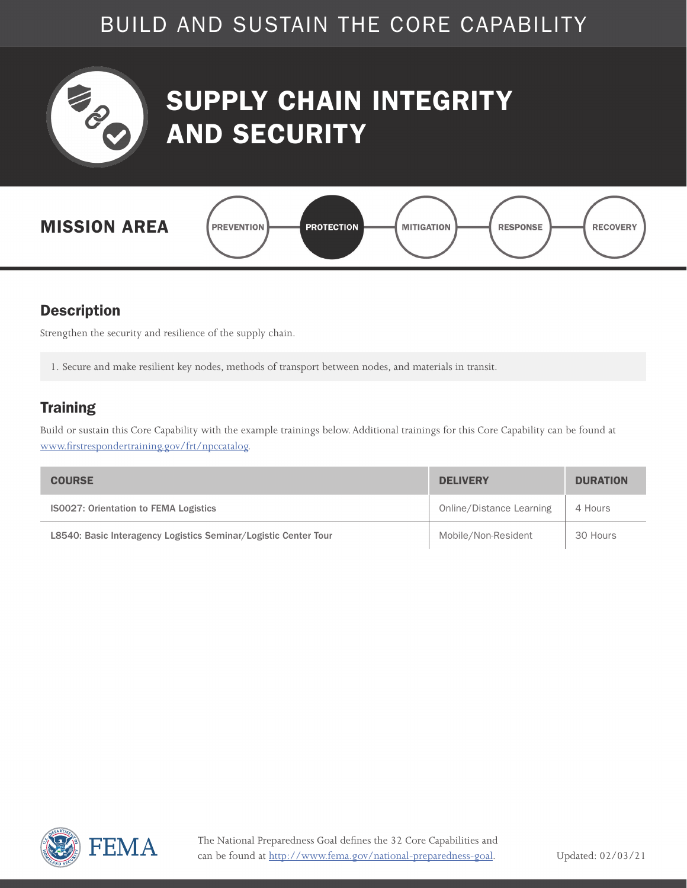BUILD AND SUSTAIN THE CORE CAPABILITY

# SUPPLY CHAIN INTEGRITY AND SECURITY

**MISSION AREA**

PREVENTION — **PROTECTION** — MITIGATION — RESPONSE — RECOVERY

## Description

Strengthen the security and resilience of the supply chain.

1. Secure and make resilient key nodes, methods of transport between nodes, and materials in transit.

## Training

Build or sustain this Core Capability with the example trainings below. Additional trainings for this Core Capability can be found at www.firstrespondertraining.gov/frt/npccatalog.

| COURSE | DELIVERY | DURATION |
|---|---|---|
| IS0027: Orientation to FEMA Logistics | Online/Distance Learning | 4 Hours |
| L8540: Basic Interagency Logistics Seminar/Logistic Center Tour | Mobile/Non-Resident | 30 Hours |

The National Preparedness Goal defines the 32 Core Capabilities and can be found at http://www.fema.gov/national-preparedness-goal.

Updated: 02/03/21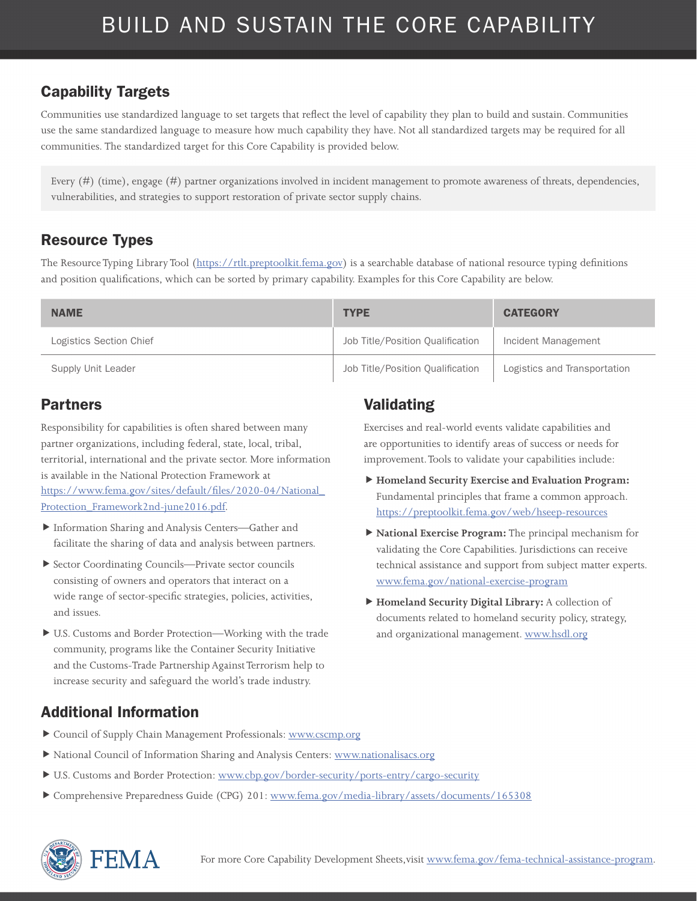# BUILD AND SUSTAIN THE CORE CAPABILITY

## Capability Targets

Communities use standardized language to set targets that reflect the level of capability they plan to build and sustain. Communities use the same standardized language to measure how much capability they have. Not all standardized targets may be required for all communities. The standardized target for this Core Capability is provided below.

> Every (#) (time), engage (#) partner organizations involved in incident management to promote awareness of threats, dependencies, vulnerabilities, and strategies to support restoration of private sector supply chains.

## Resource Types

The Resource Typing Library Tool (https://rtlt.preptoolkit.fema.gov) is a searchable database of national resource typing definitions and position qualifications, which can be sorted by primary capability. Examples for this Core Capability are below.

| NAME | TYPE | CATEGORY |
|---|---|---|
| Logistics Section Chief | Job Title/Position Qualification | Incident Management |
| Supply Unit Leader | Job Title/Position Qualification | Logistics and Transportation |

## Partners

Responsibility for capabilities is often shared between many partner organizations, including federal, state, local, tribal, territorial, international and the private sector. More information is available in the National Protection Framework at https://www.fema.gov/sites/default/files/2020-04/National_Protection_Framework2nd-june2016.pdf.

- Information Sharing and Analysis Centers—Gather and facilitate the sharing of data and analysis between partners.
- Sector Coordinating Councils—Private sector councils consisting of owners and operators that interact on a wide range of sector-specific strategies, policies, activities, and issues.
- U.S. Customs and Border Protection—Working with the trade community, programs like the Container Security Initiative and the Customs-Trade Partnership Against Terrorism help to increase security and safeguard the world's trade industry.

## Validating

Exercises and real-world events validate capabilities and are opportunities to identify areas of success or needs for improvement. Tools to validate your capabilities include:

- **Homeland Security Exercise and Evaluation Program:** Fundamental principles that frame a common approach. https://preptoolkit.fema.gov/web/hseep-resources
- **National Exercise Program:** The principal mechanism for validating the Core Capabilities. Jurisdictions can receive technical assistance and support from subject matter experts. www.fema.gov/national-exercise-program
- **Homeland Security Digital Library:** A collection of documents related to homeland security policy, strategy, and organizational management. www.hsdl.org

## Additional Information

- Council of Supply Chain Management Professionals: www.cscmp.org
- National Council of Information Sharing and Analysis Centers: www.nationalisacs.org
- U.S. Customs and Border Protection: www.cbp.gov/border-security/ports-entry/cargo-security
- Comprehensive Preparedness Guide (CPG) 201: www.fema.gov/media-library/assets/documents/165308

FEMA

For more Core Capability Development Sheets, visit www.fema.gov/fema-technical-assistance-program.